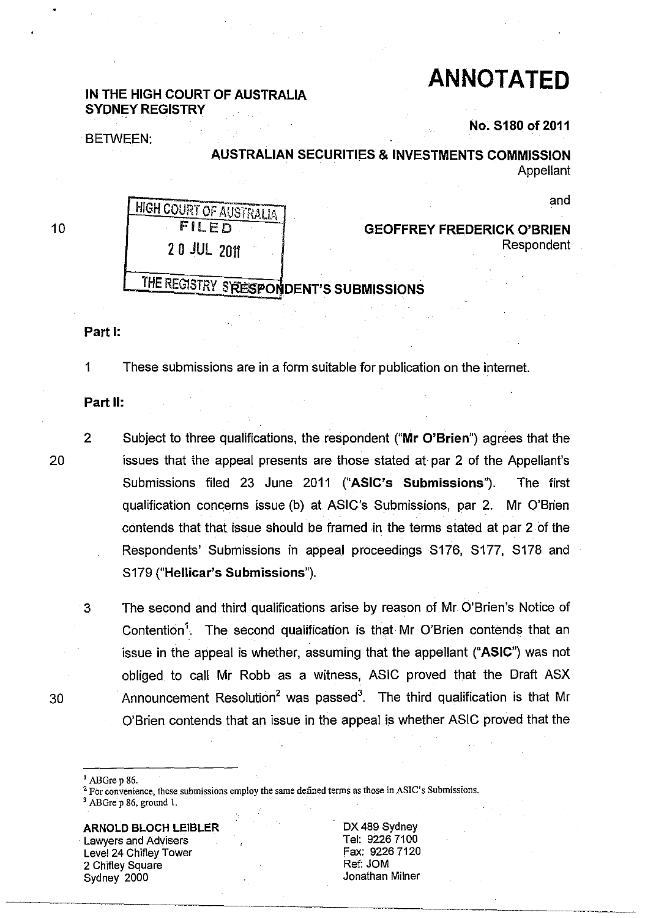# ANNOTATED

**IN THE HIGH COURT OF AUSTRALIA**
**SYDNEY REGISTRY**

**No. S180 of 2011**

BETWEEN:

**AUSTRALIAN SECURITIES & INVESTMENTS COMMISSION**
Appellant

and

HIGH COURT OF AUSTRALIA
FILED
20 JUL 2011
THE REGISTRY SYDNEY

**GEOFFREY FREDERICK O'BRIEN**
Respondent

## RESPONDENT'S SUBMISSIONS

**Part I:**

1 These submissions are in a form suitable for publication on the internet.

**Part II:**

2 Subject to three qualifications, the respondent ("**Mr O'Brien**") agrees that the issues that the appeal presents are those stated at par 2 of the Appellant's Submissions filed 23 June 2011 ("**ASIC's Submissions**"). The first qualification concerns issue (b) at ASIC's Submissions, par 2. Mr O'Brien contends that that issue should be framed in the terms stated at par 2 of the Respondents' Submissions in appeal proceedings S176, S177, S178 and S179 ("**Hellicar's Submissions**").

3 The second and third qualifications arise by reason of Mr O'Brien's Notice of Contention[1]. The second qualification is that Mr O'Brien contends that an issue in the appeal is whether, assuming that the appellant ("**ASIC**") was not obliged to call Mr Robb as a witness, ASIC proved that the Draft ASX Announcement Resolution[2] was passed[3]. The third qualification is that Mr O'Brien contends that an issue in the appeal is whether ASIC proved that the

---

[1] ABGre p 86.
[2] For convenience, these submissions employ the same defined terms as those in ASIC's Submissions.
[3] ABGre p 86, ground 1.

**ARNOLD BLOCH LEIBLER**
Lawyers and Advisers
Level 24 Chifley Tower
2 Chifley Square
Sydney 2000

DX 489 Sydney
Tel: 9226 7100
Fax: 9226 7120
Ref: JOM
Jonathan Milner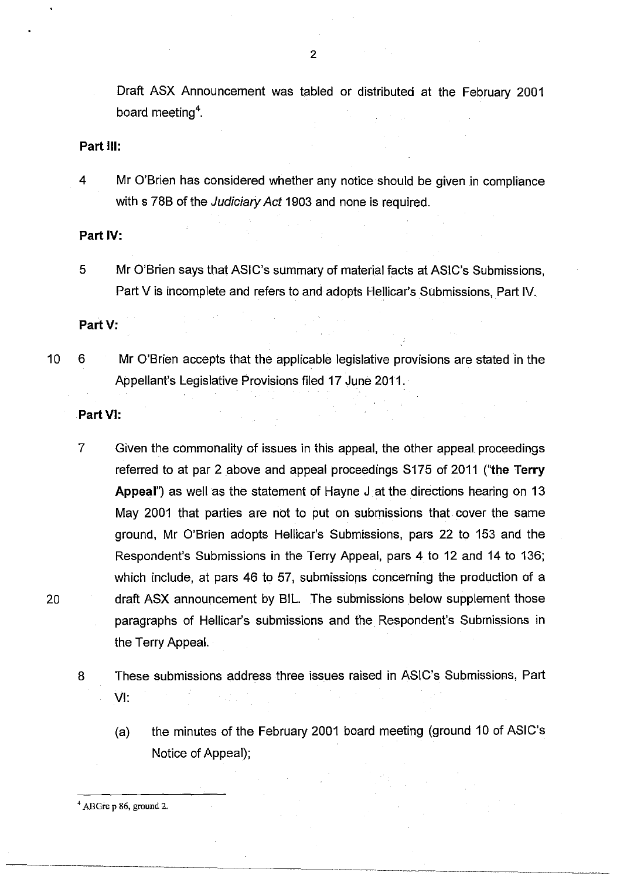Draft ASX Announcement was tabled or distributed at the February 2001 board meeting[4].

**Part III:**

4 Mr O'Brien has considered whether any notice should be given in compliance with s 78B of the *Judiciary Act* 1903 and none is required.

**Part IV:**

5 Mr O'Brien says that ASIC's summary of material facts at ASIC's Submissions, Part V is incomplete and refers to and adopts Hellicar's Submissions, Part IV.

**Part V:**

6 Mr O'Brien accepts that the applicable legislative provisions are stated in the Appellant's Legislative Provisions filed 17 June 2011.

**Part VI:**

7 Given the commonality of issues in this appeal, the other appeal proceedings referred to at par 2 above and appeal proceedings S175 of 2011 ("**the Terry Appeal**") as well as the statement of Hayne J at the directions hearing on 13 May 2001 that parties are not to put on submissions that cover the same ground, Mr O'Brien adopts Hellicar's Submissions, pars 22 to 153 and the Respondent's Submissions in the Terry Appeal, pars 4 to 12 and 14 to 136; which include, at pars 46 to 57, submissions concerning the production of a draft ASX announcement by BIL. The submissions below supplement those paragraphs of Hellicar's submissions and the Respondent's Submissions in the Terry Appeal.

8 These submissions address three issues raised in ASIC's Submissions, Part VI:

(a) the minutes of the February 2001 board meeting (ground 10 of ASIC's Notice of Appeal);

---

[4] ABGre p 86, ground 2.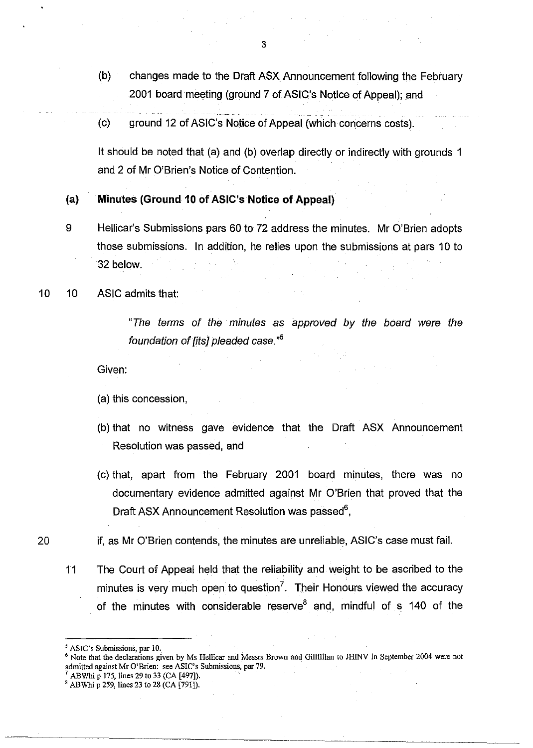(b) changes made to the Draft ASX Announcement following the February 2001 board meeting (ground 7 of ASIC's Notice of Appeal); and

(c) ground 12 of ASIC's Notice of Appeal (which concerns costs).

It should be noted that (a) and (b) overlap directly or indirectly with grounds 1 and 2 of Mr O'Brien's Notice of Contention.

**(a) Minutes (Ground 10 of ASIC's Notice of Appeal)**

9 Hellicar's Submissions pars 60 to 72 address the minutes. Mr O'Brien adopts those submissions. In addition, he relies upon the submissions at pars 10 to 32 below.

10 ASIC admits that:

> "*The terms of the minutes as approved by the board were the foundation of [its] pleaded case.*"[5]

Given:

(a) this concession,

(b) that no witness gave evidence that the Draft ASX Announcement Resolution was passed, and

(c) that, apart from the February 2001 board minutes, there was no documentary evidence admitted against Mr O'Brien that proved that the Draft ASX Announcement Resolution was passed[6],

if, as Mr O'Brien contends, the minutes are unreliable, ASIC's case must fail.

11 The Court of Appeal held that the reliability and weight to be ascribed to the minutes is very much open to question[7]. Their Honours viewed the accuracy of the minutes with considerable reserve[8] and, mindful of s 140 of the

---

[5] ASIC's Submissions, par 10.

[6] Note that the declarations given by Ms Hellicar and Messrs Brown and Gillfillan to JHINV in September 2004 were not admitted against Mr O'Brien: see ASIC's Submissions, par 79.

[7] ABWhi p 175, lines 29 to 33 (CA [497]).

[8] ABWhi p 259, lines 23 to 28 (CA [791]).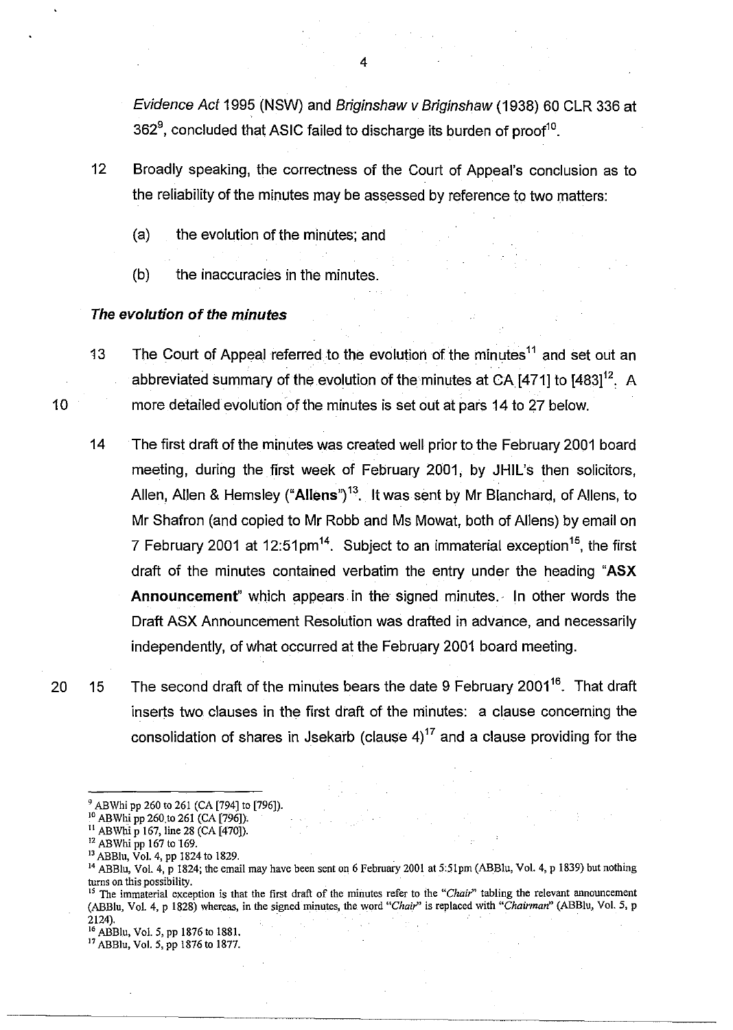*Evidence Act* 1995 (NSW) and *Briginshaw v Briginshaw* (1938) 60 CLR 336 at 362[9], concluded that ASIC failed to discharge its burden of proof[10].

12 Broadly speaking, the correctness of the Court of Appeal's conclusion as to the reliability of the minutes may be assessed by reference to two matters:

(a) the evolution of the minutes; and

(b) the inaccuracies in the minutes.

### *The evolution of the minutes*

13 The Court of Appeal referred to the evolution of the minutes[11] and set out an abbreviated summary of the evolution of the minutes at CA [471] to [483][12]. A more detailed evolution of the minutes is set out at pars 14 to 27 below.

14 The first draft of the minutes was created well prior to the February 2001 board meeting, during the first week of February 2001, by JHIL's then solicitors, Allen, Allen & Hemsley ("**Allens**")[13]. It was sent by Mr Blanchard, of Allens, to Mr Shafron (and copied to Mr Robb and Ms Mowat, both of Allens) by email on 7 February 2001 at 12:51pm[14]. Subject to an immaterial exception[15], the first draft of the minutes contained verbatim the entry under the heading "**ASX Announcement**" which appears in the signed minutes. In other words the Draft ASX Announcement Resolution was drafted in advance, and necessarily independently, of what occurred at the February 2001 board meeting.

15 The second draft of the minutes bears the date 9 February 2001[16]. That draft inserts two clauses in the first draft of the minutes: a clause concerning the consolidation of shares in Jsekarb (clause 4)[17] and a clause providing for the

---

[9] ABWhi pp 260 to 261 (CA [794] to [796]).
[10] ABWhi pp 260 to 261 (CA [796]).
[11] ABWhi p 167, line 28 (CA [470]).
[12] ABWhi pp 167 to 169.
[13] ABBlu, Vol. 4, pp 1824 to 1829.
[14] ABBlu, Vol. 4, p 1824; the email may have been sent on 6 February 2001 at 5:51pm (ABBlu, Vol. 4, p 1839) but nothing turns on this possibility.
[15] The immaterial exception is that the first draft of the minutes refer to the "*Chair*" tabling the relevant announcement (ABBlu, Vol. 4, p 1828) whereas, in the signed minutes, the word "*Chair*" is replaced with "*Chairman*" (ABBlu, Vol. 5, p 2124).
[16] ABBlu, Vol. 5, pp 1876 to 1881.
[17] ABBlu, Vol. 5, pp 1876 to 1877.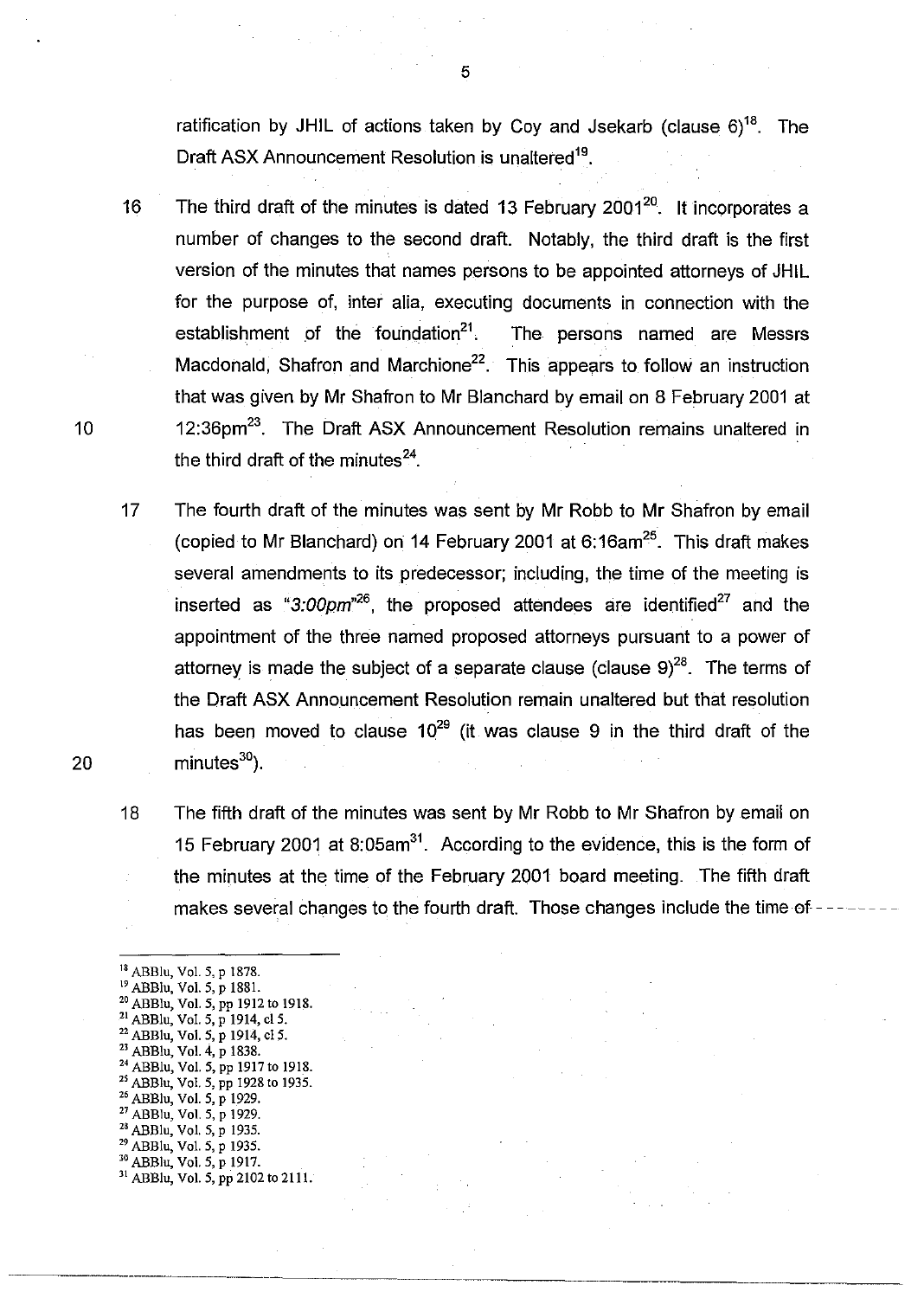ratification by JHIL of actions taken by Coy and Jsekarb (clause 6)[18]. The Draft ASX Announcement Resolution is unaltered[19].

16 The third draft of the minutes is dated 13 February 2001[20]. It incorporates a number of changes to the second draft. Notably, the third draft is the first version of the minutes that names persons to be appointed attorneys of JHIL for the purpose of, inter alia, executing documents in connection with the establishment of the foundation[21]. The persons named are Messrs Macdonald, Shafron and Marchione[22]. This appears to follow an instruction that was given by Mr Shafron to Mr Blanchard by email on 8 February 2001 at 12:36pm[23]. The Draft ASX Announcement Resolution remains unaltered in the third draft of the minutes[24].

17 The fourth draft of the minutes was sent by Mr Robb to Mr Shafron by email (copied to Mr Blanchard) on 14 February 2001 at 6:16am[25]. This draft makes several amendments to its predecessor; including, the time of the meeting is inserted as "*3:00pm*"[26], the proposed attendees are identified[27] and the appointment of the three named proposed attorneys pursuant to a power of attorney is made the subject of a separate clause (clause 9)[28]. The terms of the Draft ASX Announcement Resolution remain unaltered but that resolution has been moved to clause 10[29] (it was clause 9 in the third draft of the minutes[30]).

18 The fifth draft of the minutes was sent by Mr Robb to Mr Shafron by email on 15 February 2001 at 8:05am[31]. According to the evidence, this is the form of the minutes at the time of the February 2001 board meeting. The fifth draft makes several changes to the fourth draft. Those changes include the time of

---

[18] ABBlu, Vol. 5, p 1878.
[19] ABBlu, Vol. 5, p 1881.
[20] ABBlu, Vol. 5, pp 1912 to 1918.
[21] ABBlu, Vol. 5, p 1914, cl 5.
[22] ABBlu, Vol. 5, p 1914, cl 5.
[23] ABBlu, Vol. 4, p 1838.
[24] ABBlu, Vol. 5, pp 1917 to 1918.
[25] ABBlu, Vol. 5, pp 1928 to 1935.
[26] ABBlu, Vol. 5, p 1929.
[27] ABBlu, Vol. 5, p 1929.
[28] ABBlu, Vol. 5, p 1935.
[29] ABBlu, Vol. 5, p 1935.
[30] ABBlu, Vol. 5, p 1917.
[31] ABBlu, Vol. 5, pp 2102 to 2111.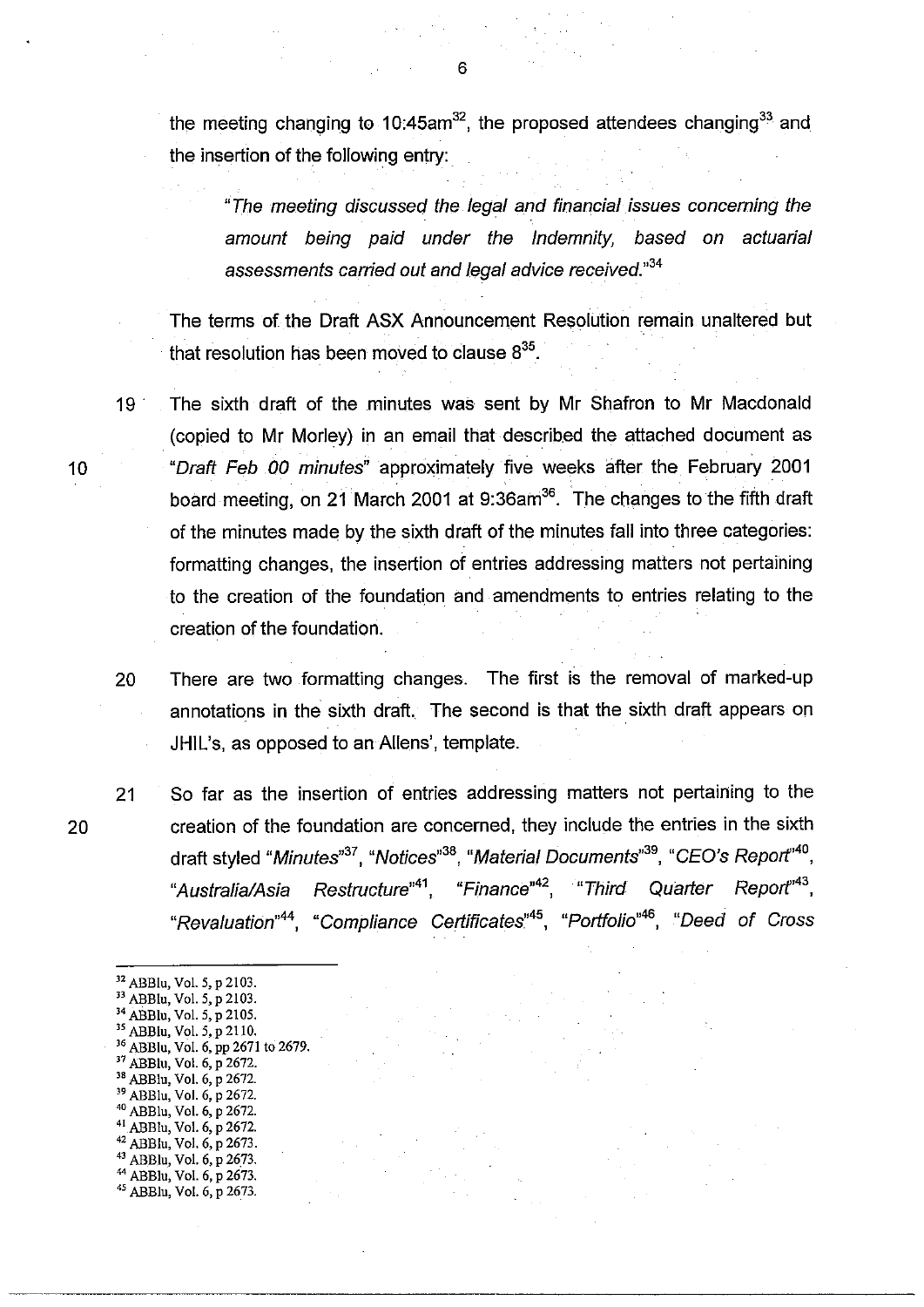the meeting changing to 10:45am[32], the proposed attendees changing[33] and the insertion of the following entry:

> "*The meeting discussed the legal and financial issues concerning the amount being paid under the Indemnity, based on actuarial assessments carried out and legal advice received.*"[34]

The terms of the Draft ASX Announcement Resolution remain unaltered but that resolution has been moved to clause 8[35].

19 The sixth draft of the minutes was sent by Mr Shafron to Mr Macdonald (copied to Mr Morley) in an email that described the attached document as "*Draft Feb 00 minutes*" approximately five weeks after the February 2001 board meeting, on 21 March 2001 at 9:36am[36]. The changes to the fifth draft of the minutes made by the sixth draft of the minutes fall into three categories: formatting changes, the insertion of entries addressing matters not pertaining to the creation of the foundation and amendments to entries relating to the creation of the foundation.

20 There are two formatting changes. The first is the removal of marked-up annotations in the sixth draft. The second is that the sixth draft appears on JHIL's, as opposed to an Allens', template.

21 So far as the insertion of entries addressing matters not pertaining to the creation of the foundation are concerned, they include the entries in the sixth draft styled "*Minutes*"[37], "*Notices*"[38], "*Material Documents*"[39], "*CEO's Report*"[40], "*Australia/Asia Restructure*"[41], "*Finance*"[42], "*Third Quarter Report*"[43], "*Revaluation*"[44], "*Compliance Certificates*"[45], "*Portfolio*"[46], "*Deed of Cross

---

[32] ABBlu, Vol. 5, p 2103.
[33] ABBlu, Vol. 5, p 2103.
[34] ABBlu, Vol. 5, p 2105.
[35] ABBlu, Vol. 5, p 2110.
[36] ABBlu, Vol. 6, pp 2671 to 2679.
[37] ABBlu, Vol. 6, p 2672.
[38] ABBlu, Vol. 6, p 2672.
[39] ABBlu, Vol. 6, p 2672.
[40] ABBlu, Vol. 6, p 2672.
[41] ABBlu, Vol. 6, p 2672.
[42] ABBlu, Vol. 6, p 2673.
[43] ABBlu, Vol. 6, p 2673.
[44] ABBlu, Vol. 6, p 2673.
[45] ABBlu, Vol. 6, p 2673.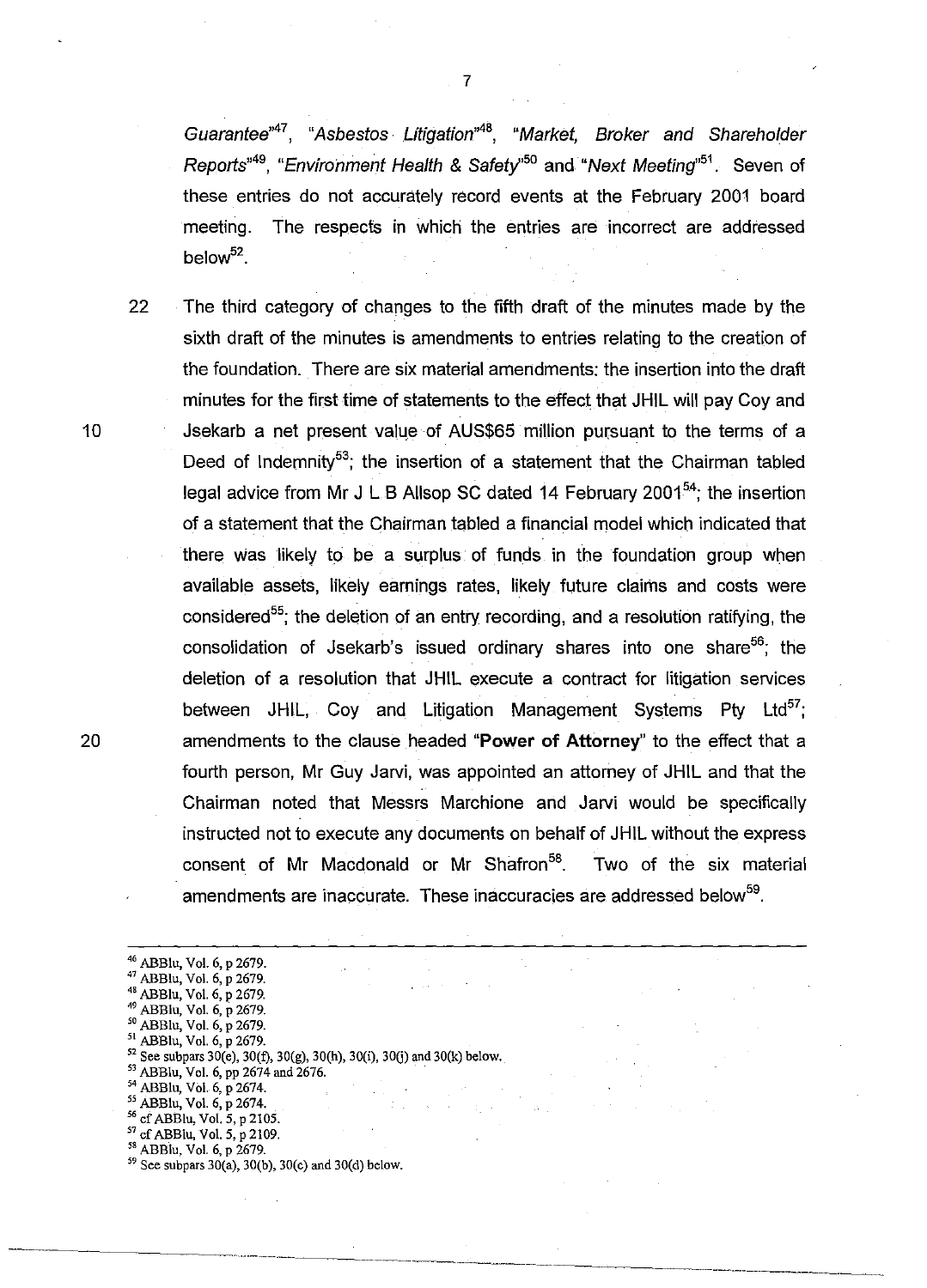*Guarantee*"[47], "*Asbestos Litigation*"[48], "*Market, Broker and Shareholder Reports*"[49], "*Environment Health & Safety*"[50] and "*Next Meeting*"[51]. Seven of these entries do not accurately record events at the February 2001 board meeting. The respects in which the entries are incorrect are addressed below[52].

22 The third category of changes to the fifth draft of the minutes made by the sixth draft of the minutes is amendments to entries relating to the creation of the foundation. There are six material amendments: the insertion into the draft minutes for the first time of statements to the effect that JHIL will pay Coy and Jsekarb a net present value of AUS$65 million pursuant to the terms of a Deed of Indemnity[53]; the insertion of a statement that the Chairman tabled legal advice from Mr J L B Allsop SC dated 14 February 2001[54]; the insertion of a statement that the Chairman tabled a financial model which indicated that there was likely to be a surplus of funds in the foundation group when available assets, likely earnings rates, likely future claims and costs were considered[55]; the deletion of an entry recording, and a resolution ratifying, the consolidation of Jsekarb's issued ordinary shares into one share[56]; the deletion of a resolution that JHIL execute a contract for litigation services between JHIL, Coy and Litigation Management Systems Pty Ltd[57]; amendments to the clause headed "**Power of Attorney**" to the effect that a fourth person, Mr Guy Jarvi, was appointed an attorney of JHIL and that the Chairman noted that Messrs Marchione and Jarvi would be specifically instructed not to execute any documents on behalf of JHIL without the express consent of Mr Macdonald or Mr Shafron[58]. Two of the six material amendments are inaccurate. These inaccuracies are addressed below[59].

---

[46] ABBlu, Vol. 6, p 2679.
[47] ABBlu, Vol. 6, p 2679.
[48] ABBlu, Vol. 6, p 2679.
[49] ABBlu, Vol. 6, p 2679.
[50] ABBlu, Vol. 6, p 2679.
[51] ABBlu, Vol. 6, p 2679.
[52] See subpars 30(e), 30(f), 30(g), 30(h), 30(i), 30(j) and 30(k) below.
[53] ABBlu, Vol. 6, pp 2674 and 2676.
[54] ABBlu, Vol. 6, p 2674.
[55] ABBlu, Vol. 6, p 2674.
[56] cf ABBlu, Vol. 5, p 2105.
[57] cf ABBlu, Vol. 5, p 2109.
[58] ABBlu, Vol. 6, p 2679.
[59] See subpars 30(a), 30(b), 30(c) and 30(d) below.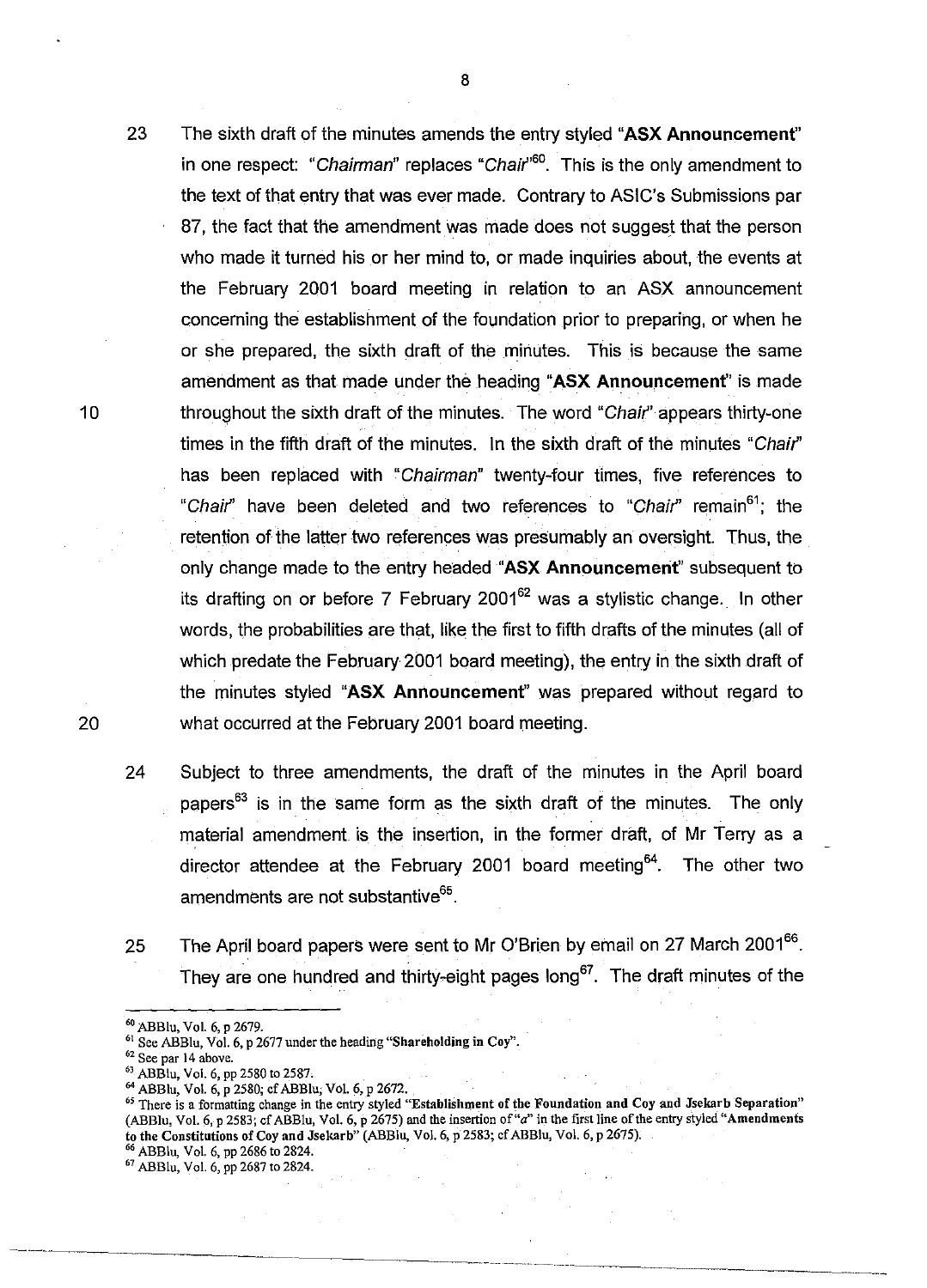23 The sixth draft of the minutes amends the entry styled "**ASX Announcement**" in one respect: "*Chairman*" replaces "*Chair*"[60]. This is the only amendment to the text of that entry that was ever made. Contrary to ASIC's Submissions par 87, the fact that the amendment was made does not suggest that the person who made it turned his or her mind to, or made inquiries about, the events at the February 2001 board meeting in relation to an ASX announcement concerning the establishment of the foundation prior to preparing, or when he or she prepared, the sixth draft of the minutes. This is because the same amendment as that made under the heading "**ASX Announcement**" is made throughout the sixth draft of the minutes. The word "*Chair*" appears thirty-one times in the fifth draft of the minutes. In the sixth draft of the minutes "*Chair*" has been replaced with "*Chairman*" twenty-four times, five references to "*Chair*" have been deleted and two references to "*Chair*" remain[61]; the retention of the latter two references was presumably an oversight. Thus, the only change made to the entry headed "**ASX Announcement**" subsequent to its drafting on or before 7 February 2001[62] was a stylistic change. In other words, the probabilities are that, like the first to fifth drafts of the minutes (all of which predate the February 2001 board meeting), the entry in the sixth draft of the minutes styled "**ASX Announcement**" was prepared without regard to what occurred at the February 2001 board meeting.

24 Subject to three amendments, the draft of the minutes in the April board papers[63] is in the same form as the sixth draft of the minutes. The only material amendment is the insertion, in the former draft, of Mr Terry as a director attendee at the February 2001 board meeting[64]. The other two amendments are not substantive[65].

25 The April board papers were sent to Mr O'Brien by email on 27 March 2001[66]. They are one hundred and thirty-eight pages long[67]. The draft minutes of the

---

[60] ABBlu, Vol. 6, p 2679.

[61] See ABBlu, Vol. 6, p 2677 under the heading "**Shareholding in Coy**".

[62] See par 14 above.

[63] ABBlu, Vol. 6, pp 2580 to 2587.

[64] ABBlu, Vol. 6, p 2580; cf ABBlu, Vol. 6, p 2672.

[65] There is a formatting change in the entry styled "**Establishment of the Foundation and Coy and Jsekarb Separation**" (ABBlu, Vol. 6, p 2583; cf ABBlu, Vol. 6, p 2675) and the insertion of "*a*" in the first line of the entry styled "**Amendments to the Constitutions of Coy and Jsekarb**" (ABBlu, Vol. 6, p 2583; cf ABBlu, Vol. 6, p 2675).

[66] ABBlu, Vol. 6, pp 2686 to 2824.

[67] ABBlu, Vol. 6, pp 2687 to 2824.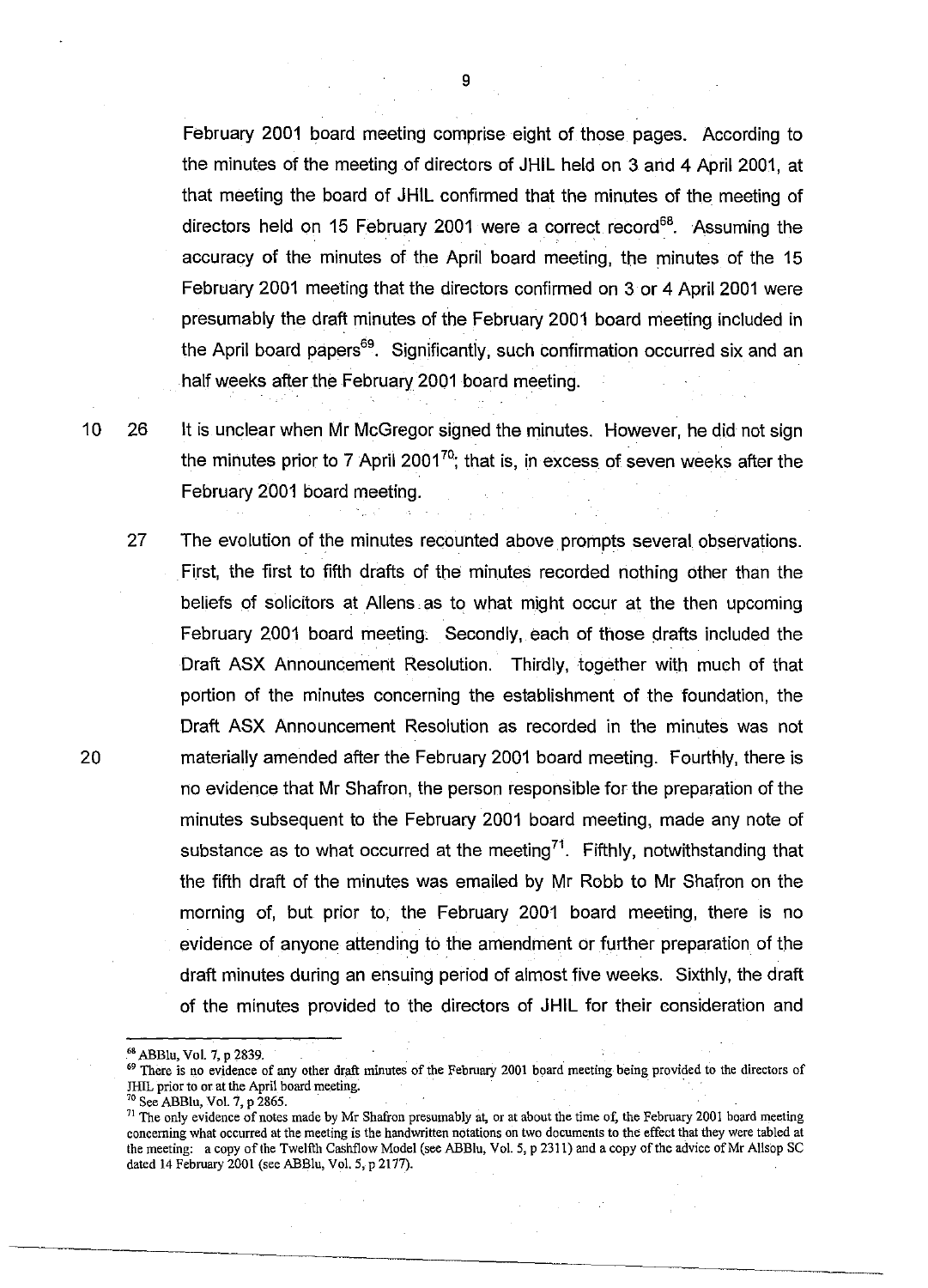February 2001 board meeting comprise eight of those pages. According to the minutes of the meeting of directors of JHIL held on 3 and 4 April 2001, at that meeting the board of JHIL confirmed that the minutes of the meeting of directors held on 15 February 2001 were a correct record[68]. Assuming the accuracy of the minutes of the April board meeting, the minutes of the 15 February 2001 meeting that the directors confirmed on 3 or 4 April 2001 were presumably the draft minutes of the February 2001 board meeting included in the April board papers[69]. Significantly, such confirmation occurred six and an half weeks after the February 2001 board meeting.

26 It is unclear when Mr McGregor signed the minutes. However, he did not sign the minutes prior to 7 April 2001[70]; that is, in excess of seven weeks after the February 2001 board meeting.

27 The evolution of the minutes recounted above prompts several observations. First, the first to fifth drafts of the minutes recorded nothing other than the beliefs of solicitors at Allens as to what might occur at the then upcoming February 2001 board meeting. Secondly, each of those drafts included the Draft ASX Announcement Resolution. Thirdly, together with much of that portion of the minutes concerning the establishment of the foundation, the Draft ASX Announcement Resolution as recorded in the minutes was not materially amended after the February 2001 board meeting. Fourthly, there is no evidence that Mr Shafron, the person responsible for the preparation of the minutes subsequent to the February 2001 board meeting, made any note of substance as to what occurred at the meeting[71]. Fifthly, notwithstanding that the fifth draft of the minutes was emailed by Mr Robb to Mr Shafron on the morning of, but prior to, the February 2001 board meeting, there is no evidence of anyone attending to the amendment or further preparation of the draft minutes during an ensuing period of almost five weeks. Sixthly, the draft of the minutes provided to the directors of JHIL for their consideration and

---

[68] ABBlu, Vol. 7, p 2839.

[69] There is no evidence of any other draft minutes of the February 2001 board meeting being provided to the directors of JHIL prior to or at the April board meeting.

[70] See ABBlu, Vol. 7, p 2865.

[71] The only evidence of notes made by Mr Shafron presumably at, or at about the time of, the February 2001 board meeting concerning what occurred at the meeting is the handwritten notations on two documents to the effect that they were tabled at the meeting: a copy of the Twelfth Cashflow Model (see ABBlu, Vol. 5, p 2311) and a copy of the advice of Mr Allsop SC dated 14 February 2001 (see ABBlu, Vol. 5, p 2177).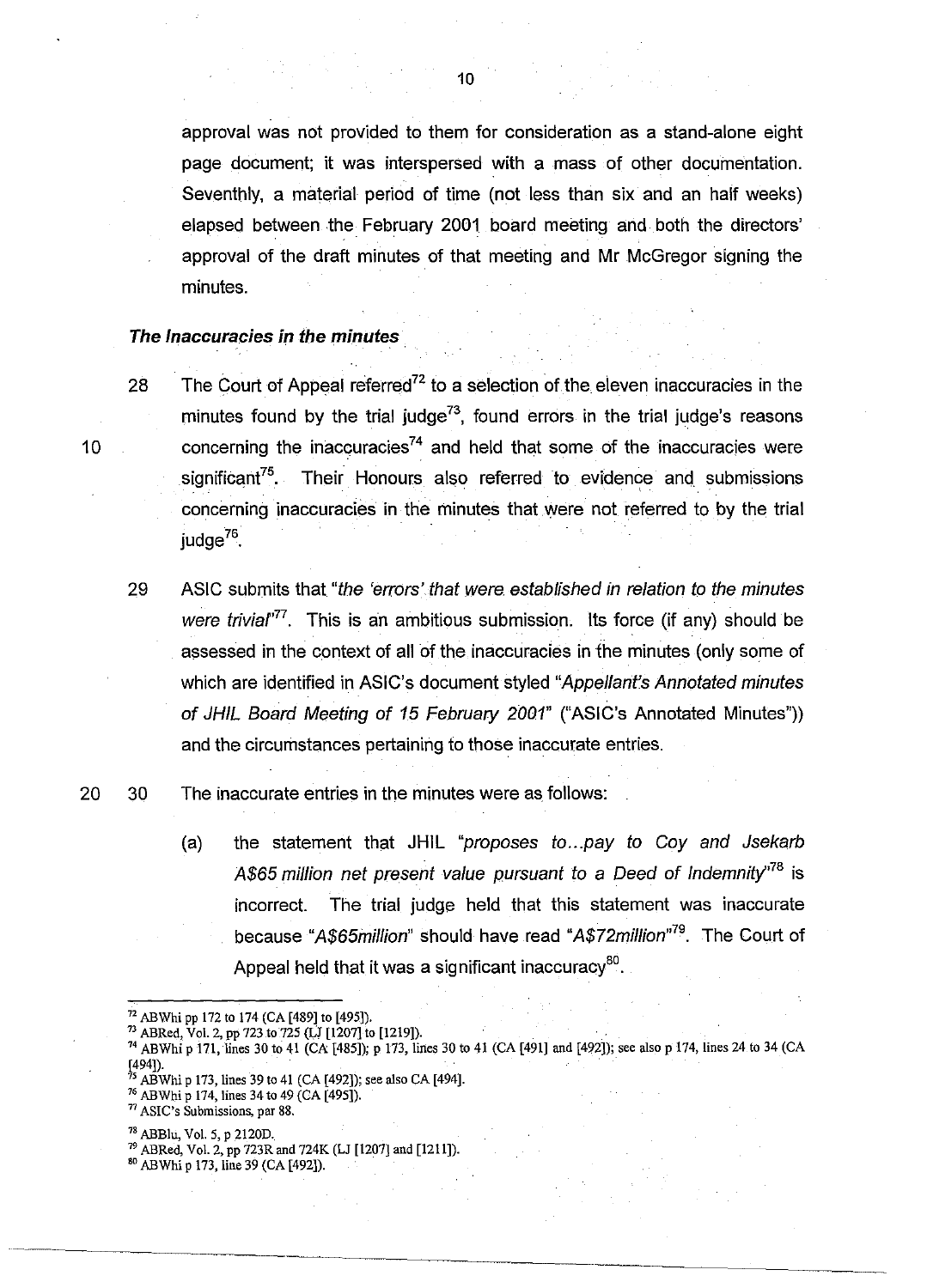approval was not provided to them for consideration as a stand-alone eight page document; it was interspersed with a mass of other documentation. Seventhly, a material period of time (not less than six and an half weeks) elapsed between the February 2001 board meeting and both the directors' approval of the draft minutes of that meeting and Mr McGregor signing the minutes.

### *The Inaccuracies in the minutes*

28 The Court of Appeal referred[72] to a selection of the eleven inaccuracies in the minutes found by the trial judge[73], found errors in the trial judge's reasons concerning the inaccuracies[74] and held that some of the inaccuracies were significant[75]. Their Honours also referred to evidence and submissions concerning inaccuracies in the minutes that were not referred to by the trial judge[76].

29 ASIC submits that *"the 'errors' that were established in relation to the minutes were trivial"*[77]. This is an ambitious submission. Its force (if any) should be assessed in the context of all of the inaccuracies in the minutes (only some of which are identified in ASIC's document styled *"Appellant's Annotated minutes of JHIL Board Meeting of 15 February 2001"* ("ASIC's Annotated Minutes")) and the circumstances pertaining to those inaccurate entries.

30 The inaccurate entries in the minutes were as follows:

(a) the statement that JHIL *"proposes to...pay to Coy and Jsekarb A$65 million net present value pursuant to a Deed of Indemnity"*[78] is incorrect. The trial judge held that this statement was inaccurate because *"A$65million"* should read *"A$72million"*[79]. The Court of Appeal held that it was a significant inaccuracy[80].

---

[72] ABWhi pp 172 to 174 (CA [489] to [495]).

[73] ABRed, Vol. 2, pp 723 to 725 (LJ [1207] to [1219]).

[74] ABWhi p 171, lines 30 to 41 (CA [485]); p 173, lines 30 to 41 (CA [491] and [492]); see also p 174, lines 24 to 34 (CA [494]).

[75] ABWhi p 173, lines 39 to 41 (CA [492]); see also CA [494].

[76] ABWhi p 174, lines 34 to 49 (CA [495]).

[77] ASIC's Submissions, par 88.

[78] ABBlu, Vol. 5, p 2120D.

[79] ABRed, Vol. 2, pp 723R and 724K (LJ [1207] and [1211]).

[80] ABWhi p 173, line 39 (CA [492]).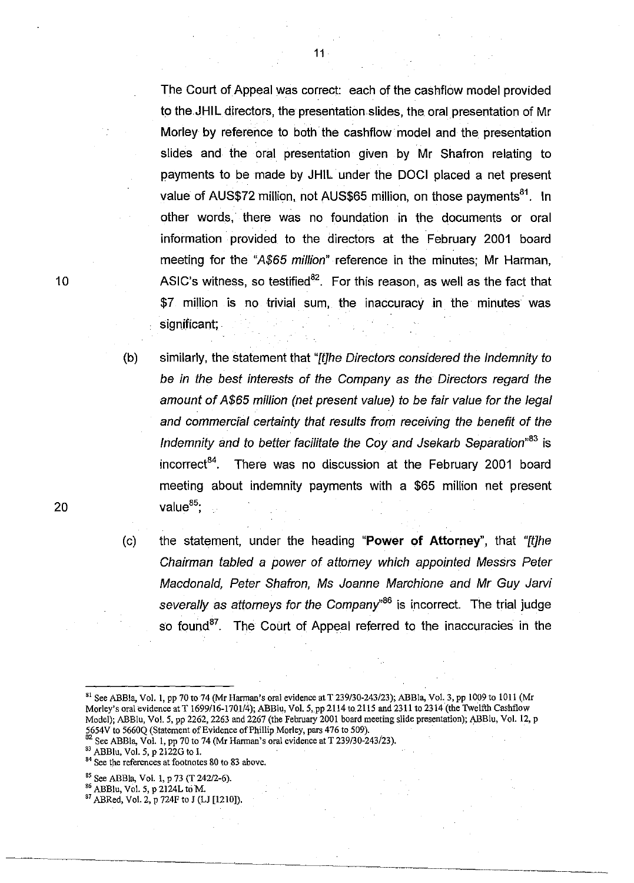The Court of Appeal was correct: each of the cashflow model provided to the JHIL directors, the presentation slides, the oral presentation of Mr Morley by reference to both the cashflow model and the presentation slides and the oral presentation given by Mr Shafron relating to payments to be made by JHIL under the DOCI placed a net present value of AUS$72 million, not AUS$65 million, on those payments[81]. In other words, there was no foundation in the documents or oral information provided to the directors at the February 2001 board meeting for the *"A$65 million"* reference in the minutes; Mr Harman, ASIC's witness, so testified[82]. For this reason, as well as the fact that $7 million is no trivial sum, the inaccuracy in the minutes was significant;

(b) similarly, the statement that *"[t]he Directors considered the Indemnity to be in the best interests of the Company as the Directors regard the amount of A$65 million (net present value) to be fair value for the legal and commercial certainty that results from receiving the benefit of the Indemnity and to better facilitate the Coy and Jsekarb Separation"*[83] is incorrect[84]. There was no discussion at the February 2001 board meeting about indemnity payments with a $65 million net present value[85];

(c) the statement, under the heading **"Power of Attorney"**, that *"[t]he Chairman tabled a power of attorney which appointed Messrs Peter Macdonald, Peter Shafron, Ms Joanne Marchione and Mr Guy Jarvi severally as attorneys for the Company"*[86] is incorrect. The trial judge so found[87]. The Court of Appeal referred to the inaccuracies in the

---

[81] See ABBla, Vol. 1, pp 70 to 74 (Mr Harman's oral evidence at T 239/30-243/23); ABBla, Vol. 3, pp 1009 to 1011 (Mr Morley's oral evidence at T 1699/16-1701/4); ABBlu, Vol. 5, pp 2114 to 2115 and 2311 to 2314 (the Twelfth Cashflow Model); ABBlu, Vol. 5, pp 2262, 2263 and 2267 (the February 2001 board meeting slide presentation); ABBlu, Vol. 12, p 5654V to 5660Q (Statement of Evidence of Phillip Morley, pars 476 to 509).

[82] See ABBla, Vol. 1, pp 70 to 74 (Mr Harman's oral evidence at T 239/30-243/23).

[83] ABBlu, Vol. 5, p 2122G to I.

[84] See the references at footnotes 80 to 83 above.

[85] See ABBla, Vol. 1, p 73 (T 242/2-6).

[86] ABBlu, Vol. 5, p 2124L to M.

[87] ABRed, Vol. 2, p 724F to J (LJ [1210]).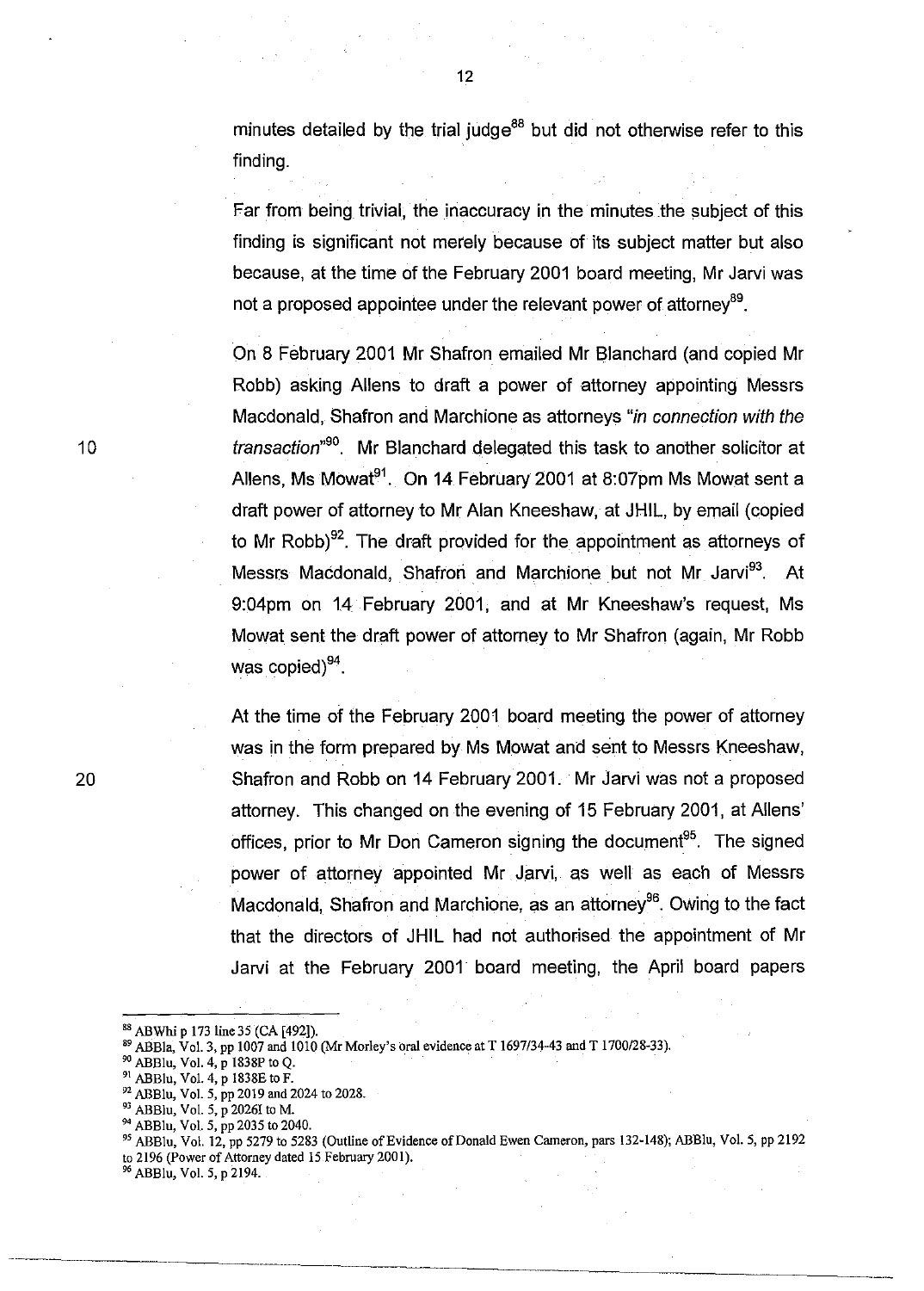minutes detailed by the trial judge[88] but did not otherwise refer to this finding.

Far from being trivial, the inaccuracy in the minutes the subject of this finding is significant not merely because of its subject matter but also because, at the time of the February 2001 board meeting, Mr Jarvi was not a proposed appointee under the relevant power of attorney[89].

On 8 February 2001 Mr Shafron emailed Mr Blanchard (and copied Mr Robb) asking Allens to draft a power of attorney appointing Messrs Macdonald, Shafron and Marchione as attorneys *"in connection with the transaction"*[90]. Mr Blanchard delegated this task to another solicitor at Allens, Ms Mowat[91]. On 14 February 2001 at 8:07pm Ms Mowat sent a draft power of attorney to Mr Alan Kneeshaw, at JHIL, by email (copied to Mr Robb)[92]. The draft provided for the appointment as attorneys of Messrs Macdonald, Shafron and Marchione but not Mr Jarvi[93]. At 9:04pm on 14 February 2001, and at Mr Kneeshaw's request, Ms Mowat sent the draft power of attorney to Mr Shafron (again, Mr Robb was copied)[94].

At the time of the February 2001 board meeting the power of attorney was in the form prepared by Ms Mowat and sent to Messrs Kneeshaw, Shafron and Robb on 14 February 2001. Mr Jarvi was not a proposed attorney. This changed on the evening of 15 February 2001, at Allens' offices, prior to Mr Don Cameron signing the document[95]. The signed power of attorney appointed Mr Jarvi, as well as each of Messrs Macdonald, Shafron and Marchione, as an attorney[96]. Owing to the fact that the directors of JHIL had not authorised the appointment of Mr Jarvi at the February 2001 board meeting, the April board papers

---

[88] ABWhi p 173 line 35 (CA [492]).
[89] ABBla, Vol. 3, pp 1007 and 1010 (Mr Morley's oral evidence at T 1697/34-43 and T 1700/28-33).
[90] ABBlu, Vol. 4, p 1838P to Q.
[91] ABBlu, Vol. 4, p 1838E to F.
[92] ABBlu, Vol. 5, pp 2019 and 2024 to 2028.
[93] ABBlu, Vol. 5, p 2026I to M.
[94] ABBlu, Vol. 5, pp 2035 to 2040.
[95] ABBlu, Vol. 12, pp 5279 to 5283 (Outline of Evidence of Donald Ewen Cameron, pars 132-148); ABBlu, Vol. 5, pp 2192 to 2196 (Power of Attorney dated 15 February 2001).
[96] ABBlu, Vol. 5, p 2194.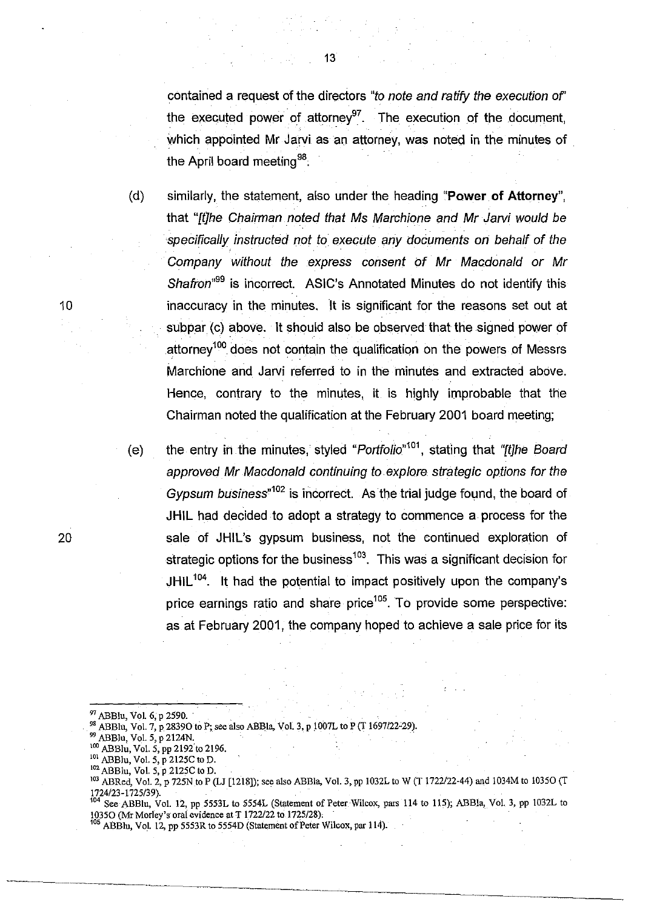contained a request of the directors *"to note and ratify the execution of"* the executed power of attorney[97]. The execution of the document, which appointed Mr Jarvi as an attorney, was noted in the minutes of the April board meeting[98].

(d) similarly, the statement, also under the heading "**Power of Attorney**", that *"[t]he Chairman noted that Ms Marchione and Mr Jarvi would be specifically instructed not to execute any documents on behalf of the Company without the express consent of Mr Macdonald or Mr Shafron"*[99] is incorrect. ASIC's Annotated Minutes do not identify this inaccuracy in the minutes. It is significant for the reasons set out at subpar (c) above. It should also be observed that the signed power of attorney[100] does not contain the qualification on the powers of Messrs Marchione and Jarvi referred to in the minutes and extracted above. Hence, contrary to the minutes, it is highly improbable that the Chairman noted the qualification at the February 2001 board meeting;

(e) the entry in the minutes, styled *"Portfolio"*[101], stating that *"[t]he Board approved Mr Macdonald continuing to explore strategic options for the Gypsum business"*[102] is incorrect. As the trial judge found, the board of JHIL had decided to adopt a strategy to commence a process for the sale of JHIL's gypsum business, not the continued exploration of strategic options for the business[103]. This was a significant decision for JHIL[104]. It had the potential to impact positively upon the company's price earnings ratio and share price[105]. To provide some perspective: as at February 2001, the company hoped to achieve a sale price for its

---

[97] ABBlu, Vol. 6, p 2590.

[98] ABBlu, Vol. 7, p 2839O to P; see also ABBla, Vol. 3, p 1007L to P (T 1697/22-29).

[99] ABBlu, Vol. 5, p 2124N.

[100] ABBlu, Vol. 5, pp 2192 to 2196.

[101] ABBlu, Vol. 5, p 2125C to D.

[102] ABBlu, Vol. 5, p 2125C to D.

[103] ABRed, Vol. 2, p 725N to P (LJ [1218]); see also ABBla, Vol. 3, pp 1032L to W (T 1722/22-44) and 1034M to 1035O (T 1724/23-1725/39).

[104] See ABBlu, Vol. 12, pp 5553L to 5554L (Statement of Peter Wilcox, pars 114 to 115); ABBla, Vol. 3, pp 1032L to 1035O (Mr Morley's oral evidence at T 1722/22 to 1725/28).

[105] ABBlu, Vol. 12, pp 5553R to 5554D (Statement of Peter Wilcox, par 114).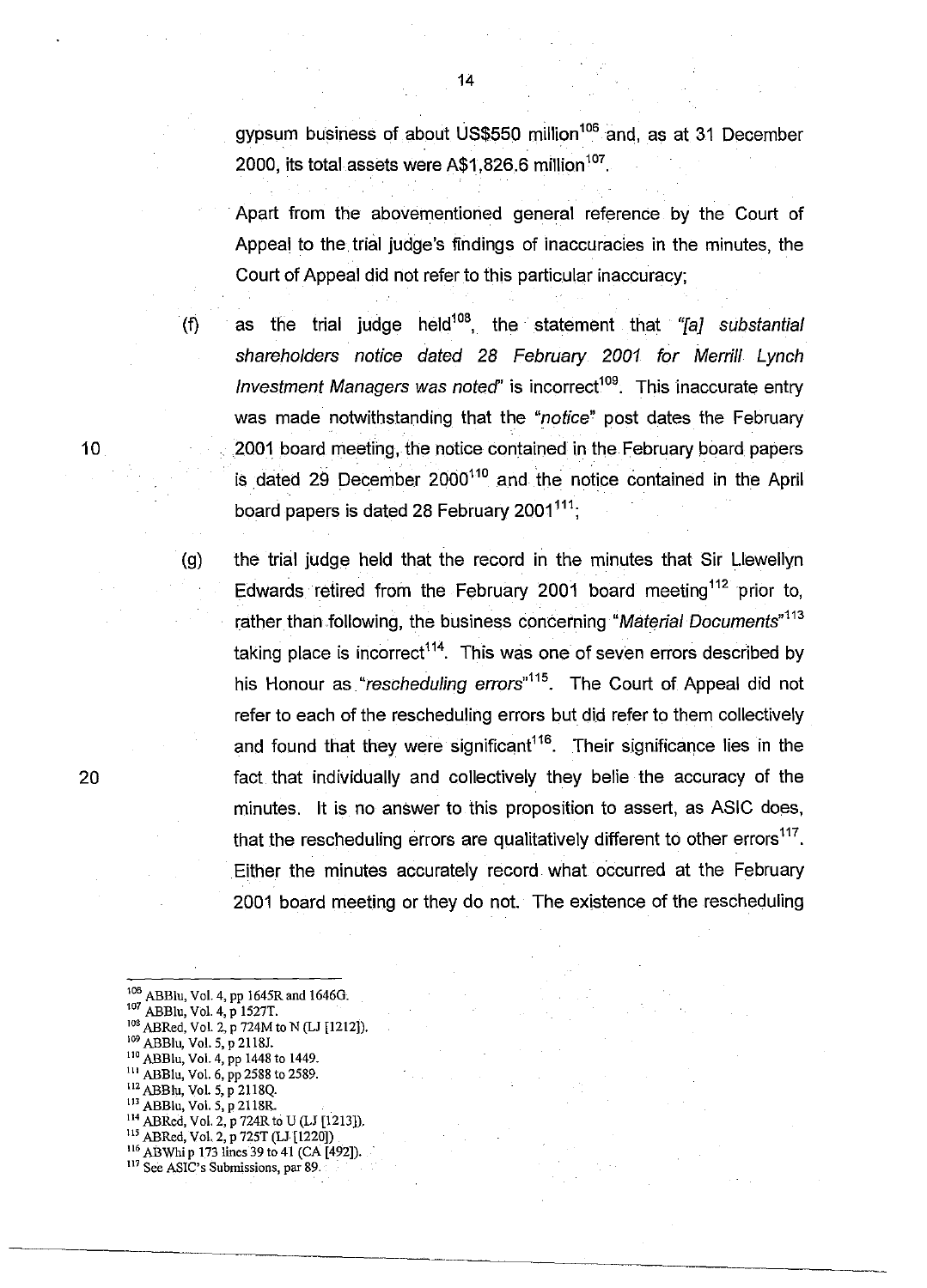gypsum business of about US$550 million[106] and, as at 31 December 2000, its total assets were A$1,826.6 million[107].

Apart from the abovementioned general reference by the Court of Appeal to the trial judge's findings of inaccuracies in the minutes, the Court of Appeal did not refer to this particular inaccuracy;

(f) as the trial judge held[108], the statement that *"[a] substantial shareholders notice dated 28 February 2001 for Merrill Lynch Investment Managers was noted"* is incorrect[109]. This inaccurate entry was made notwithstanding that the *"notice"* post dates the February 2001 board meeting, the notice contained in the February board papers is dated 29 December 2000[110] and the notice contained in the April board papers is dated 28 February 2001[111];

(g) the trial judge held that the record in the minutes that Sir Llewellyn Edwards retired from the February 2001 board meeting[112] prior to, rather than following, the business concerning *"Material Documents"*[113] taking place is incorrect[114]. This was one of seven errors described by his Honour as *"rescheduling errors"*[115]. The Court of Appeal did not refer to each of the rescheduling errors but did refer to them collectively and found that they were significant[116]. Their significance lies in the fact that individually and collectively they belie the accuracy of the minutes. It is no answer to this proposition to assert, as ASIC does, that the rescheduling errors are qualitatively different to other errors[117]. Either the minutes accurately record what occurred at the February 2001 board meeting or they do not. The existence of the rescheduling

---

[106] ABBlu, Vol. 4, pp 1645R and 1646G.
[107] ABBlu, Vol. 4, p 1527T.
[108] ABRed, Vol. 2, p 724M to N (LJ [1212]).
[109] ABBlu, Vol. 5, p 2118J.
[110] ABBlu, Vol. 4, pp 1448 to 1449.
[111] ABBlu, Vol. 6, pp 2588 to 2589.
[112] ABBlu, Vol. 5, p 2118Q.
[113] ABBlu, Vol. 5, p 2118R.
[114] ABRed, Vol. 2, p 724R to U (LJ [1213]).
[115] ABRed, Vol. 2, p 725T (LJ [1220])
[116] ABWhi p 173 lines 39 to 41 (CA [492]).
[117] See ASIC's Submissions, par 89.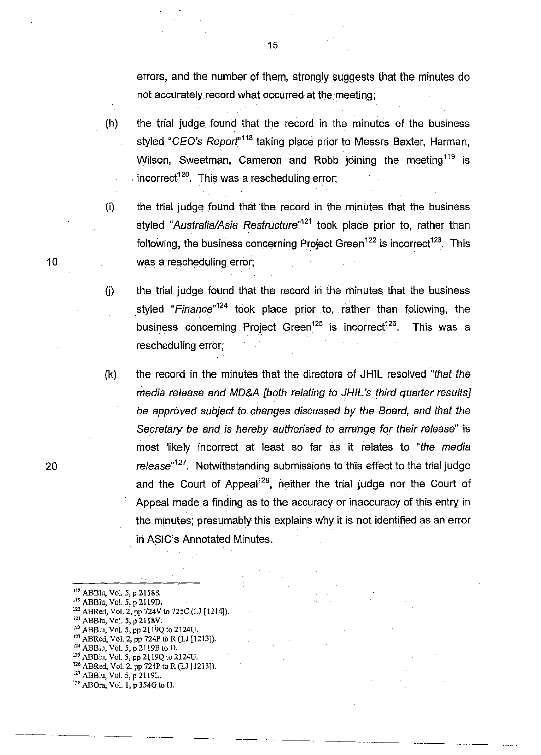errors, and the number of them, strongly suggests that the minutes do not accurately record what occurred at the meeting;

(h) the trial judge found that the record in the minutes of the business styled "*CEO's Report*"[118] taking place prior to Messrs Baxter, Harman, Wilson, Sweetman, Cameron and Robb joining the meeting[119] is incorrect[120]. This was a rescheduling error;

(i) the trial judge found that the record in the minutes that the business styled "*Australia/Asia Restructure*"[121] took place prior to, rather than following, the business concerning Project Green[122] is incorrect[123]. This was a rescheduling error;

(j) the trial judge found that the record in the minutes that the business styled "*Finance*"[124] took place prior to, rather than following, the business concerning Project Green[125] is incorrect[126]. This was a rescheduling error;

(k) the record in the minutes that the directors of JHIL resolved "*that the media release and MD&A [both relating to JHIL's third quarter results] be approved subject to changes discussed by the Board, and that the Secretary be and is hereby authorised to arrange for their release*" is most likely incorrect at least so far as it relates to "*the media release*"[127]. Notwithstanding submissions to this effect to the trial judge and the Court of Appeal[128], neither the trial judge nor the Court of Appeal made a finding as to the accuracy or inaccuracy of this entry in the minutes; presumably this explains why it is not identified as an error in ASIC's Annotated Minutes.

---

[118] ABBlu, Vol. 5, p 2118S.
[119] ABBlu, Vol. 5, p 2119D.
[120] ABRed, Vol. 2, pp 724V to 725C (LJ [1214]).
[121] ABBlu, Vol. 5, p 2118V.
[122] ABBlu, Vol. 5, pp 2119Q to 2124U.
[123] ABRed, Vol. 2, pp 724P to R (LJ [1213]).
[124] ABBlu, Vol. 5, p 2119B to D.
[125] ABBlu, Vol. 5, pp 2119Q to 2124U.
[126] ABRed, Vol. 2, pp 724P to R (LJ [1213]).
[127] ABBlu, Vol. 5, p 2119L.
[128] ABOra, Vol. 1, p 354G to H.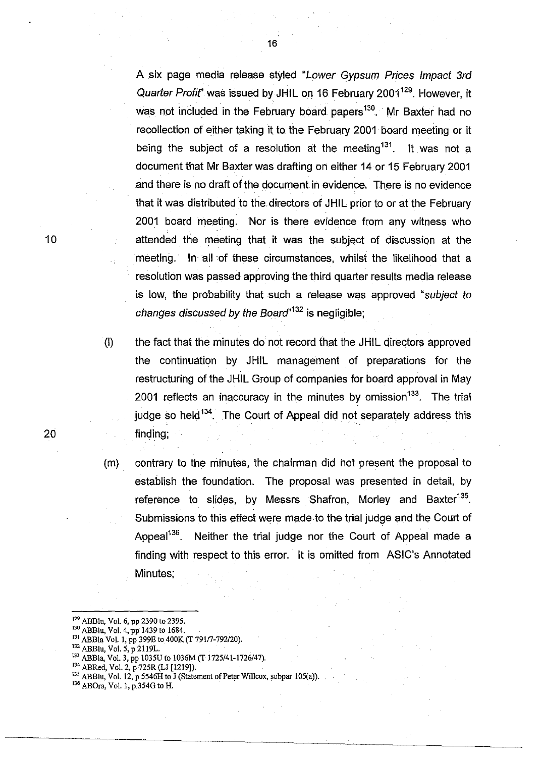A six page media release styled "*Lower Gypsum Prices Impact 3rd Quarter Profit*" was issued by JHIL on 16 February 2001[129]. However, it was not included in the February board papers[130]. Mr Baxter had no recollection of either taking it to the February 2001 board meeting or it being the subject of a resolution at the meeting[131]. It was not a document that Mr Baxter was drafting on either 14 or 15 February 2001 and there is no draft of the document in evidence. There is no evidence that it was distributed to the directors of JHIL prior to or at the February 2001 board meeting. Nor is there evidence from any witness who attended the meeting that it was the subject of discussion at the meeting. In all of these circumstances, whilst the likelihood that a resolution was passed approving the third quarter results media release is low, the probability that such a release was approved "*subject to changes discussed by the Board*"[132] is negligible;

(l) the fact that the minutes do not record that the JHIL directors approved the continuation by JHIL management of preparations for the restructuring of the JHIL Group of companies for board approval in May 2001 reflects an inaccuracy in the minutes by omission[133]. The trial judge so held[134]. The Court of Appeal did not separately address this finding;

(m) contrary to the minutes, the chairman did not present the proposal to establish the foundation. The proposal was presented in detail, by reference to slides, by Messrs Shafron, Morley and Baxter[135]. Submissions to this effect were made to the trial judge and the Court of Appeal[136]. Neither the trial judge nor the Court of Appeal made a finding with respect to this error. It is omitted from ASIC's Annotated Minutes;

---

[129] ABBlu, Vol. 6, pp 2390 to 2395.
[130] ABBlu, Vol. 4, pp 1439 to 1684.
[131] ABBla Vol. 1, pp 399E to 400K (T 791/7-792/20).
[132] ABBlu, Vol. 5, p 2119L.
[133] ABBla, Vol. 3, pp 1035U to 1036M (T 1725/41-1726/47).
[134] ABRed, Vol. 2, p 725R (LJ [1219]).
[135] ABBlu, Vol. 12, p 5546H to J (Statement of Peter Willcox, subpar 105(a)).
[136] ABOra, Vol. 1, p 354G to H.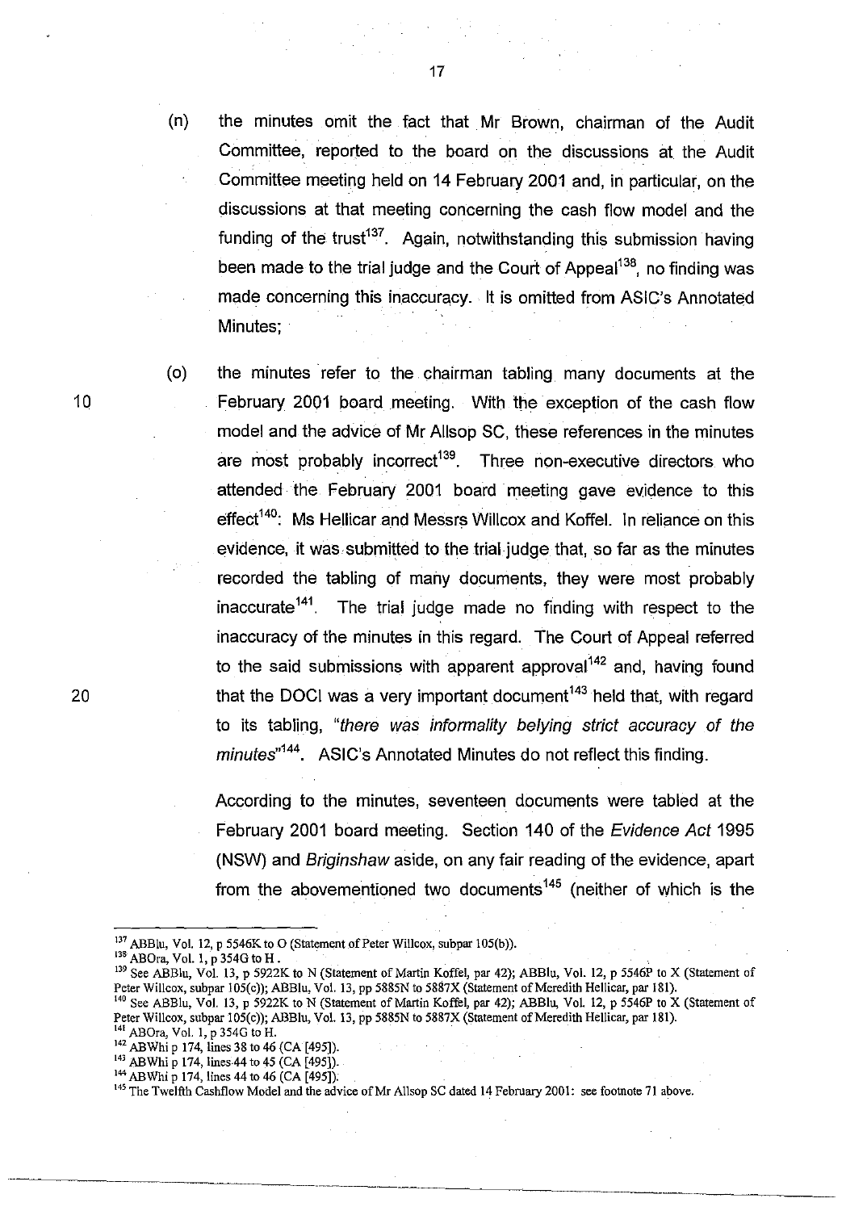(n) the minutes omit the fact that Mr Brown, chairman of the Audit Committee, reported to the board on the discussions at the Audit Committee meeting held on 14 February 2001 and, in particular, on the discussions at that meeting concerning the cash flow model and the funding of the trust[137]. Again, notwithstanding this submission having been made to the trial judge and the Court of Appeal[138], no finding was made concerning this inaccuracy. It is omitted from ASIC's Annotated Minutes;

(o) the minutes refer to the chairman tabling many documents at the February 2001 board meeting. With the exception of the cash flow model and the advice of Mr Allsop SC, these references in the minutes are most probably incorrect[139]. Three non-executive directors who attended the February 2001 board meeting gave evidence to this effect[140]: Ms Hellicar and Messrs Willcox and Koffel. In reliance on this evidence, it was submitted to the trial judge that, so far as the minutes recorded the tabling of many documents, they were most probably inaccurate[141]. The trial judge made no finding with respect to the inaccuracy of the minutes in this regard. The Court of Appeal referred to the said submissions with apparent approval[142] and, having found that the DOCI was a very important document[143] held that, with regard to its tabling, "*there was informality belying strict accuracy of the minutes*"[144]. ASIC's Annotated Minutes do not reflect this finding.

According to the minutes, seventeen documents were tabled at the February 2001 board meeting. Section 140 of the *Evidence Act* 1995 (NSW) and *Briginshaw* aside, on any fair reading of the evidence, apart from the abovementioned two documents[145] (neither of which is the

---

[137] ABBlu, Vol. 12, p 5546K to O (Statement of Peter Willcox, subpar 105(b)).

[138] ABOra, Vol. 1, p 354G to H.

[139] See ABBlu, Vol. 13, p 5922K to N (Statement of Martin Koffel, par 42); ABBlu, Vol. 12, p 5546P to X (Statement of Peter Willcox, subpar 105(c)); ABBlu, Vol. 13, pp 5885N to 5887X (Statement of Meredith Hellicar, par 181).

[140] See ABBlu, Vol. 13, p 5922K to N (Statement of Martin Koffel, par 42); ABBlu, Vol. 12, p 5546P to X (Statement of Peter Willcox, subpar 105(c)); ABBlu, Vol. 13, pp 5885N to 5887X (Statement of Meredith Hellicar, par 181).

[141] ABOra, Vol. 1, p 354G to H.

[142] ABWhi p 174, lines 38 to 46 (CA [495]).

[143] ABWhi p 174, lines 44 to 45 (CA [495]).

[144] ABWhi p 174, lines 44 to 46 (CA [495]).

[145] The Twelfth Cashflow Model and the advice of Mr Allsop SC dated 14 February 2001: see footnote 71 above.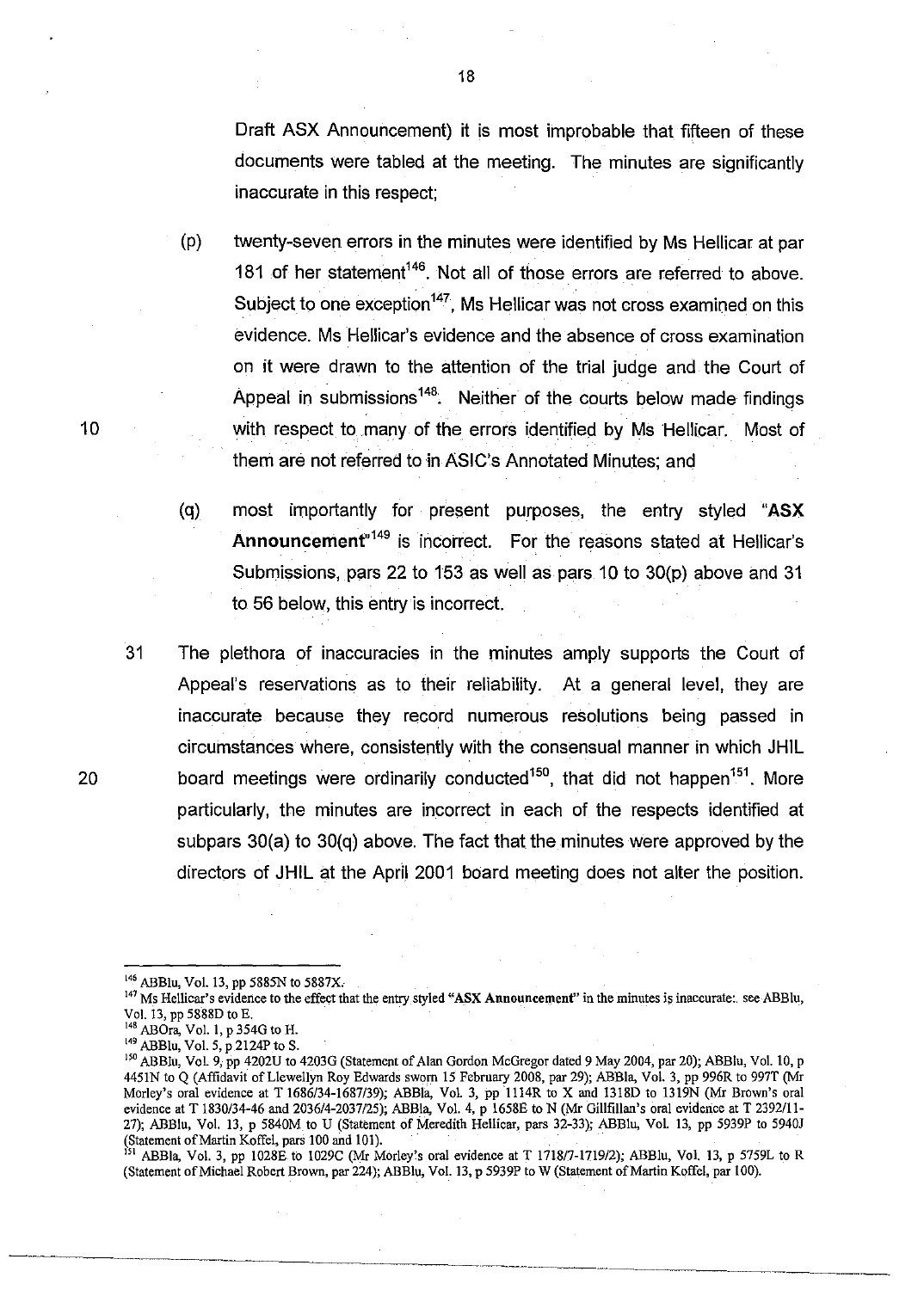Draft ASX Announcement) it is most improbable that fifteen of these documents were tabled at the meeting. The minutes are significantly inaccurate in this respect;

(p) twenty-seven errors in the minutes were identified by Ms Hellicar at par 181 of her statement[146]. Not all of those errors are referred to above. Subject to one exception[147], Ms Hellicar was not cross examined on this evidence. Ms Hellicar's evidence and the absence of cross examination on it were drawn to the attention of the trial judge and the Court of Appeal in submissions[148]. Neither of the courts below made findings with respect to many of the errors identified by Ms Hellicar. Most of them are not referred to in ASIC's Annotated Minutes; and

(q) most importantly for present purposes, the entry styled "**ASX Announcement**"[149] is incorrect. For the reasons stated at Hellicar's Submissions, pars 22 to 153 as well as pars 10 to 30(p) above and 31 to 56 below, this entry is incorrect.

31 The plethora of inaccuracies in the minutes amply supports the Court of Appeal's reservations as to their reliability. At a general level, they are inaccurate because they record numerous resolutions being passed in circumstances where, consistently with the consensual manner in which JHIL board meetings were ordinarily conducted[150], that did not happen[151]. More particularly, the minutes are incorrect in each of the respects identified at subpars 30(a) to 30(q) above. The fact that the minutes were approved by the directors of JHIL at the April 2001 board meeting does not alter the position.

---

[146] ABBlu, Vol. 13, pp 5885N to 5887X.

[147] Ms Hellicar's evidence to the effect that the entry styled "**ASX Announcement**" in the minutes is inaccurate:. see ABBlu, Vol. 13, pp 5888D to E.

[148] ABOra, Vol. 1, p 354G to H.

[149] ABBlu, Vol. 5, p 2124P to S.

[150] ABBlu, Vol. 9, pp 4202U to 4203G (Statement of Alan Gordon McGregor dated 9 May 2004, par 20); ABBlu, Vol. 10, p 4451N to Q (Affidavit of Llewellyn Roy Edwards sworn 15 February 2008, par 29); ABBla, Vol. 3, pp 996R to 997T (Mr Morley's oral evidence at T 1686/34-1687/39); ABBla, Vol. 3, pp 1114R to X and 1318D to 1319N (Mr Brown's oral evidence at T 1830/34-46 and 2036/4-2037/25); ABBla, Vol. 4, p 1658E to N (Mr Gillfillan's oral evidence at T 2392/11-27); ABBlu, Vol. 13, p 5840M to U (Statement of Meredith Hellicar, pars 32-33); ABBlu, Vol. 13, pp 5939P to 5940J (Statement of Martin Koffel, pars 100 and 101).

[151] ABBla, Vol. 3, pp 1028E to 1029C (Mr Morley's oral evidence at T 1718/7-1719/2); ABBlu, Vol. 13, p 5759L to R (Statement of Michael Robert Brown, par 224); ABBlu, Vol. 13, p 5939P to W (Statement of Martin Koffel, par 100).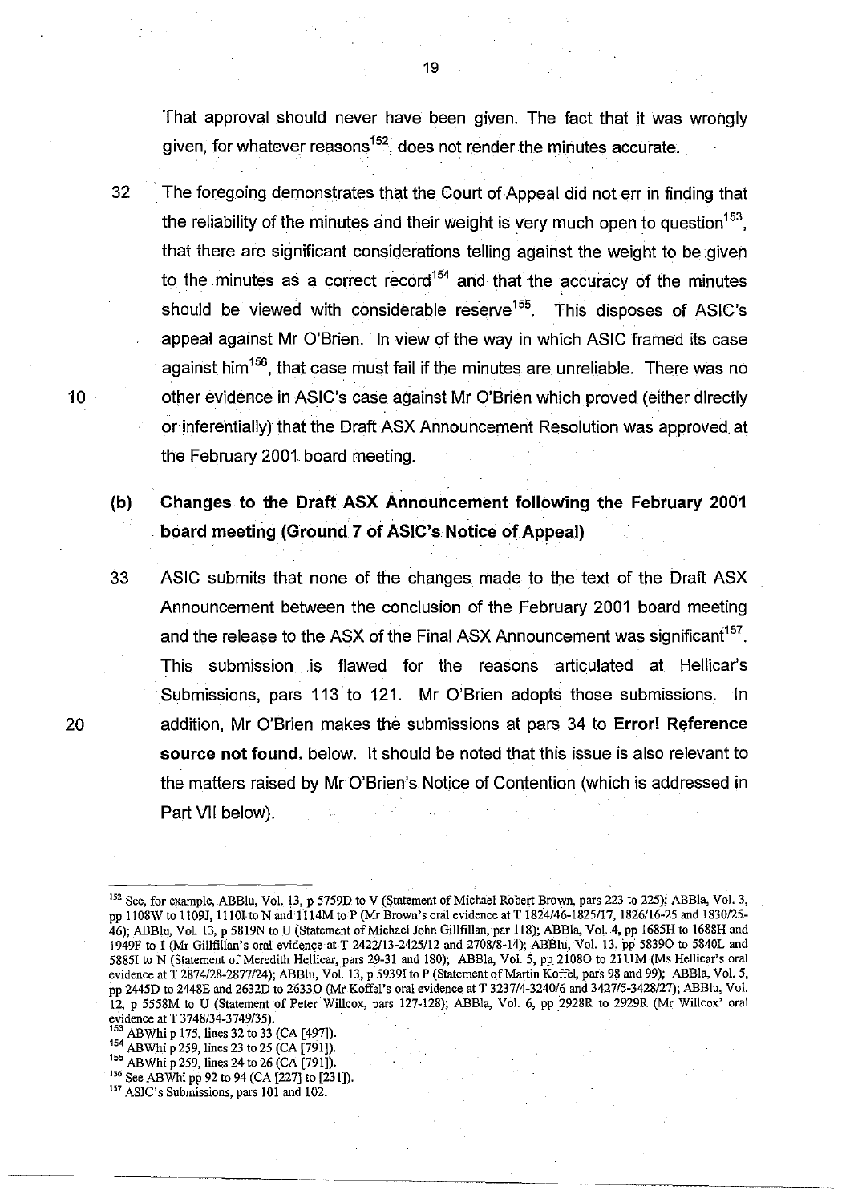That approval should never have been given. The fact that it was wrongly given, for whatever reasons[152], does not render the minutes accurate.

32 The foregoing demonstrates that the Court of Appeal did not err in finding that the reliability of the minutes and their weight is very much open to question[153], that there are significant considerations telling against the weight to be given to the minutes as a correct record[154] and that the accuracy of the minutes should be viewed with considerable reserve[155]. This disposes of ASIC's appeal against Mr O'Brien. In view of the way in which ASIC framed its case against him[156], that case must fail if the minutes are unreliable. There was no other evidence in ASIC's case against Mr O'Brien which proved (either directly or inferentially) that the Draft ASX Announcement Resolution was approved at the February 2001 board meeting.

### (b) Changes to the Draft ASX Announcement following the February 2001 board meeting (Ground 7 of ASIC's Notice of Appeal)

33 ASIC submits that none of the changes made to the text of the Draft ASX Announcement between the conclusion of the February 2001 board meeting and the release to the ASX of the Final ASX Announcement was significant[157]. This submission is flawed for the reasons articulated at Hellicar's Submissions, pars 113 to 121. Mr O'Brien adopts those submissions. In addition, Mr O'Brien makes the submissions at pars 34 to **Error! Reference source not found.** below. It should be noted that this issue is also relevant to the matters raised by Mr O'Brien's Notice of Contention (which is addressed in Part VII below).

---

[152] See, for example, ABBlu, Vol. 13, p 5759D to V (Statement of Michael Robert Brown, pars 223 to 225); ABBla, Vol. 3, pp 1108W to 1109J, 1110I to N and 1114M to P (Mr Brown's oral evidence at T 1824/46-1825/17, 1826/16-25 and 1830/25-46); ABBlu, Vol. 13, p 5819N to U (Statement of Michael John Gillfillan, par 118); ABBla, Vol. 4, pp 1685H to 1688H and 1949F to I (Mr Gillfillan's oral evidence at T 2422/13-2425/12 and 2708/8-14); ABBlu, Vol. 13, pp 5839O to 5840L and 5885I to N (Statement of Meredith Hellicar, pars 29-31 and 180); ABBla, Vol. 5, pp 2108O to 2111M (Ms Hellicar's oral evidence at T 2874/28-2877/24); ABBlu, Vol. 13, p 5939I to P (Statement of Martin Koffel, pars 98 and 99); ABBla, Vol. 5, pp 2445D to 2448E and 2632D to 2633O (Mr Koffel's oral evidence at T 3237/4-3240/6 and 3427/5-3428/27); ABBlu, Vol. 12, p 5558M to U (Statement of Peter Willcox, pars 127-128); ABBla, Vol. 6, pp 2928R to 2929R (Mr Willcox' oral evidence at T 3748/34-3749/35).

[153] ABWhi p 175, lines 32 to 33 (CA [497]).

[154] ABWhi p 259, lines 23 to 25 (CA [791]).

[155] ABWhi p 259, lines 24 to 26 (CA [791]).

[156] See ABWhi pp 92 to 94 (CA [227] to [231]).

[157] ASIC's Submissions, pars 101 and 102.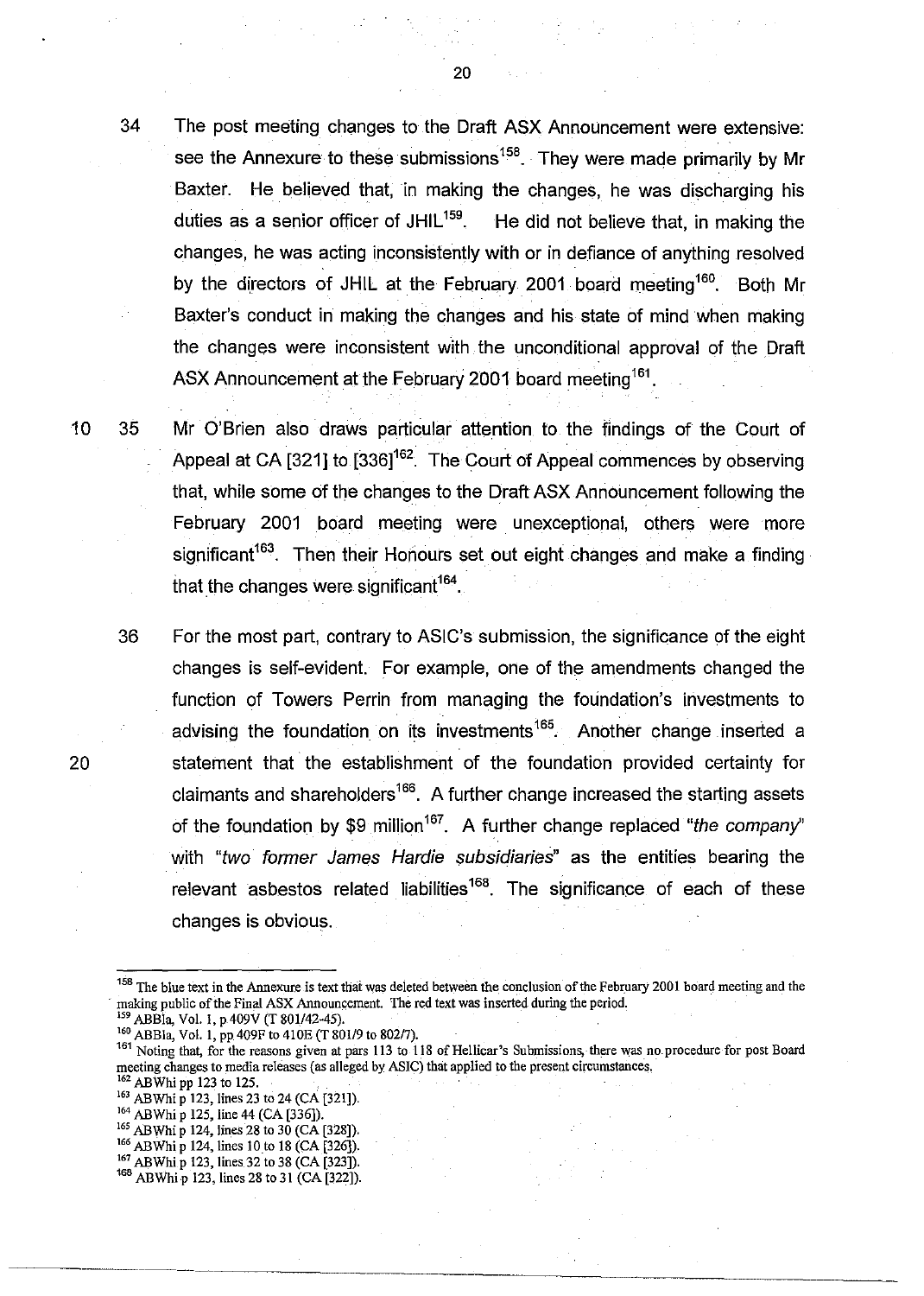34 The post meeting changes to the Draft ASX Announcement were extensive: see the Annexure to these submissions[158]. They were made primarily by Mr Baxter. He believed that, in making the changes, he was discharging his duties as a senior officer of JHIL[159]. He did not believe that, in making the changes, he was acting inconsistently with or in defiance of anything resolved by the directors of JHIL at the February 2001 board meeting[160]. Both Mr Baxter's conduct in making the changes and his state of mind when making the changes were inconsistent with the unconditional approval of the Draft ASX Announcement at the February 2001 board meeting[161].

35 Mr O'Brien also draws particular attention to the findings of the Court of Appeal at CA [321] to [336][162]. The Court of Appeal commences by observing that, while some of the changes to the Draft ASX Announcement following the February 2001 board meeting were unexceptional, others were more significant[163]. Then their Honours set out eight changes and make a finding that the changes were significant[164].

36 For the most part, contrary to ASIC's submission, the significance of the eight changes is self-evident. For example, one of the amendments changed the function of Towers Perrin from managing the foundation's investments to advising the foundation on its investments[165]. Another change inserted a statement that the establishment of the foundation provided certainty for claimants and shareholders[166]. A further change increased the starting assets of the foundation by $9 million[167]. A further change replaced "*the company*" with "*two former James Hardie subsidiaries*" as the entities bearing the relevant asbestos related liabilities[168]. The significance of each of these changes is obvious.

---

[158] The blue text in the Annexure is text that was deleted between the conclusion of the February 2001 board meeting and the making public of the Final ASX Announcement. The red text was inserted during the period.

[159] ABBla, Vol. 1, p 409V (T 801/42-45).

[160] ABBla, Vol. 1, pp 409F to 410E (T 801/9 to 802/7).

[161] Noting that, for the reasons given at pars 113 to 118 of Hellicar's Submissions, there was no procedure for post Board meeting changes to media releases (as alleged by ASIC) that applied to the present circumstances.

[162] ABWhi pp 123 to 125.

[163] ABWhi p 123, lines 23 to 24 (CA [321]).

[164] ABWhi p 125, line 44 (CA [336]).

[165] ABWhi p 124, lines 28 to 30 (CA [328]).

[166] ABWhi p 124, lines 10 to 18 (CA [326]).

[167] ABWhi p 123, lines 32 to 38 (CA [323]).

[168] ABWhi p 123, lines 28 to 31 (CA [322]).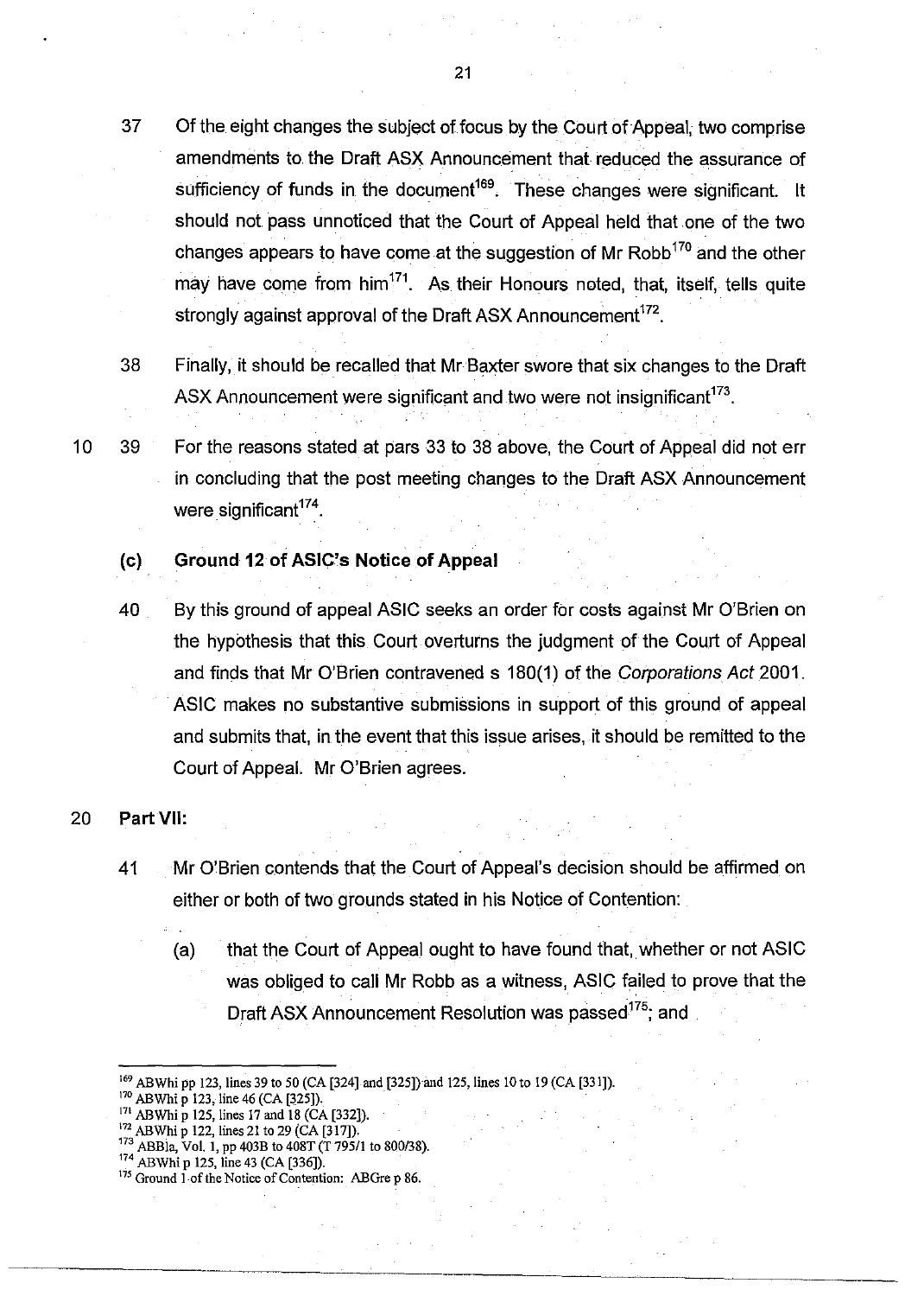37 Of the eight changes the subject of focus by the Court of Appeal, two comprise amendments to the Draft ASX Announcement that reduced the assurance of sufficiency of funds in the document[169]. These changes were significant. It should not pass unnoticed that the Court of Appeal held that one of the two changes appears to have come at the suggestion of Mr Robb[170] and the other may have come from him[171]. As their Honours noted, that, itself, tells quite strongly against approval of the Draft ASX Announcement[172].

38 Finally, it should be recalled that Mr Baxter swore that six changes to the Draft ASX Announcement were significant and two were not insignificant[173].

39 For the reasons stated at pars 33 to 38 above, the Court of Appeal did not err in concluding that the post meeting changes to the Draft ASX Announcement were significant[174].

**(c) Ground 12 of ASIC's Notice of Appeal**

40 By this ground of appeal ASIC seeks an order for costs against Mr O'Brien on the hypothesis that this Court overturns the judgment of the Court of Appeal and finds that Mr O'Brien contravened s 180(1) of the *Corporations Act* 2001. ASIC makes no substantive submissions in support of this ground of appeal and submits that, in the event that this issue arises, it should be remitted to the Court of Appeal. Mr O'Brien agrees.

**Part VII:**

41 Mr O'Brien contends that the Court of Appeal's decision should be affirmed on either or both of two grounds stated in his Notice of Contention:

(a) that the Court of Appeal ought to have found that, whether or not ASIC was obliged to call Mr Robb as a witness, ASIC failed to prove that the Draft ASX Announcement Resolution was passed[175]; and

---

[169] ABWhi pp 123, lines 39 to 50 (CA [324] and [325]) and 125, lines 10 to 19 (CA [331]).
[170] ABWhi p 123, line 46 (CA [325]).
[171] ABWhi p 125, lines 17 and 18 (CA [332]).
[172] ABWhi p 122, lines 21 to 29 (CA [317]).
[173] ABBla, Vol. 1, pp 403B to 408T (T 795/1 to 800/38).
[174] ABWhi p 125, line 43 (CA [336]).
[175] Ground 1 of the Notice of Contention: ABGre p 86.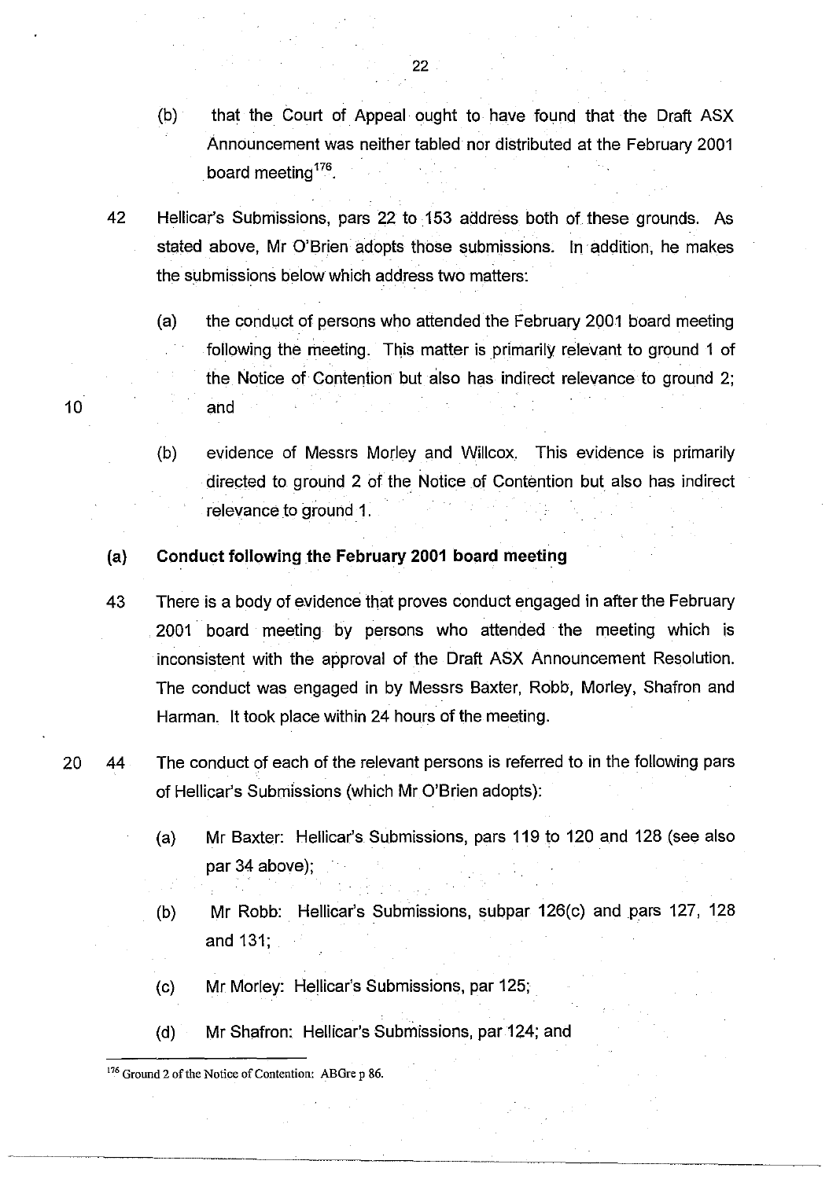(b) that the Court of Appeal ought to have found that the Draft ASX Announcement was neither tabled nor distributed at the February 2001 board meeting[176].

42 Hellicar's Submissions, pars 22 to 153 address both of these grounds. As stated above, Mr O'Brien adopts those submissions. In addition, he makes the submissions below which address two matters:

(a) the conduct of persons who attended the February 2001 board meeting following the meeting. This matter is primarily relevant to ground 1 of the Notice of Contention but also has indirect relevance to ground 2; and

(b) evidence of Messrs Morley and Willcox. This evidence is primarily directed to ground 2 of the Notice of Contention but also has indirect relevance to ground 1.

### (a) Conduct following the February 2001 board meeting

43 There is a body of evidence that proves conduct engaged in after the February 2001 board meeting by persons who attended the meeting which is inconsistent with the approval of the Draft ASX Announcement Resolution. The conduct was engaged in by Messrs Baxter, Robb, Morley, Shafron and Harman. It took place within 24 hours of the meeting.

44 The conduct of each of the relevant persons is referred to in the following pars of Hellicar's Submissions (which Mr O'Brien adopts):

(a) Mr Baxter: Hellicar's Submissions, pars 119 to 120 and 128 (see also par 34 above);

(b) Mr Robb: Hellicar's Submissions, subpar 126(c) and pars 127, 128 and 131;

(c) Mr Morley: Hellicar's Submissions, par 125;

(d) Mr Shafron: Hellicar's Submissions, par 124; and

---

[176] Ground 2 of the Notice of Contention: ABGre p 86.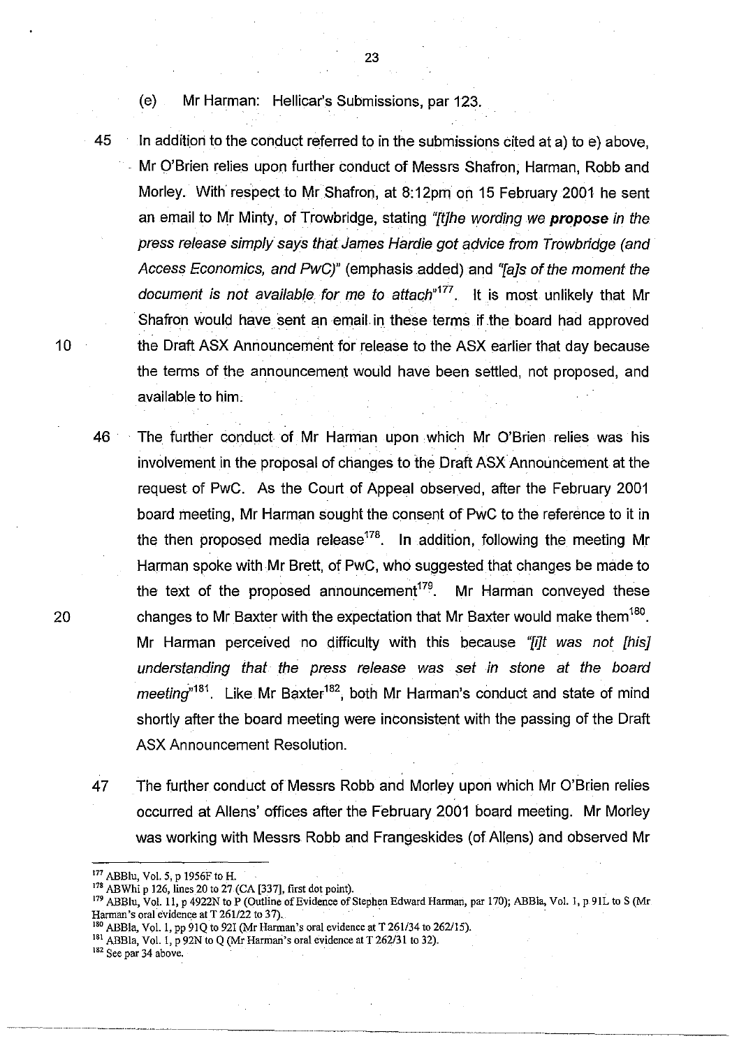(e) Mr Harman: Hellicar's Submissions, par 123.

45 In addition to the conduct referred to in the submissions cited at a) to e) above, Mr O'Brien relies upon further conduct of Messrs Shafron, Harman, Robb and Morley. With respect to Mr Shafron, at 8:12pm on 15 February 2001 he sent an email to Mr Minty, of Trowbridge, stating *"[t]he wording we **propose** in the press release simply says that James Hardie got advice from Trowbridge (and Access Economics, and PwC)"* (emphasis added) and *"[a]s of the moment the document is not available for me to attach"*[177]. It is most unlikely that Mr Shafron would have sent an email in these terms if the board had approved the Draft ASX Announcement for release to the ASX earlier that day because the terms of the announcement would have been settled, not proposed, and available to him.

46 The further conduct of Mr Harman upon which Mr O'Brien relies was his involvement in the proposal of changes to the Draft ASX Announcement at the request of PwC. As the Court of Appeal observed, after the February 2001 board meeting, Mr Harman sought the consent of PwC to the reference to it in the then proposed media release[178]. In addition, following the meeting Mr Harman spoke with Mr Brett, of PwC, who suggested that changes be made to the text of the proposed announcement[179]. Mr Harman conveyed these changes to Mr Baxter with the expectation that Mr Baxter would make them[180]. Mr Harman perceived no difficulty with this because *"[i]t was not [his] understanding that the press release was set in stone at the board meeting"*[181]. Like Mr Baxter[182], both Mr Harman's conduct and state of mind shortly after the board meeting were inconsistent with the passing of the Draft ASX Announcement Resolution.

47 The further conduct of Messrs Robb and Morley upon which Mr O'Brien relies occurred at Allens' offices after the February 2001 board meeting. Mr Morley was working with Messrs Robb and Frangeskides (of Allens) and observed Mr

---

[177] ABBlu, Vol. 5, p 1956F to H.

[178] ABWhi p 126, lines 20 to 27 (CA [337], first dot point).

[179] ABBlu, Vol. 11, p 4922N to P (Outline of Evidence of Stephen Edward Harman, par 170); ABBla, Vol. 1, p 91L to S (Mr Harman's oral evidence at T 261/22 to 37).

[180] ABBla, Vol. 1, pp 91Q to 92I (Mr Harman's oral evidence at T 261/34 to 262/15).

[181] ABBla, Vol. 1, p 92N to Q (Mr Harman's oral evidence at T 262/31 to 32).

[182] See par 34 above.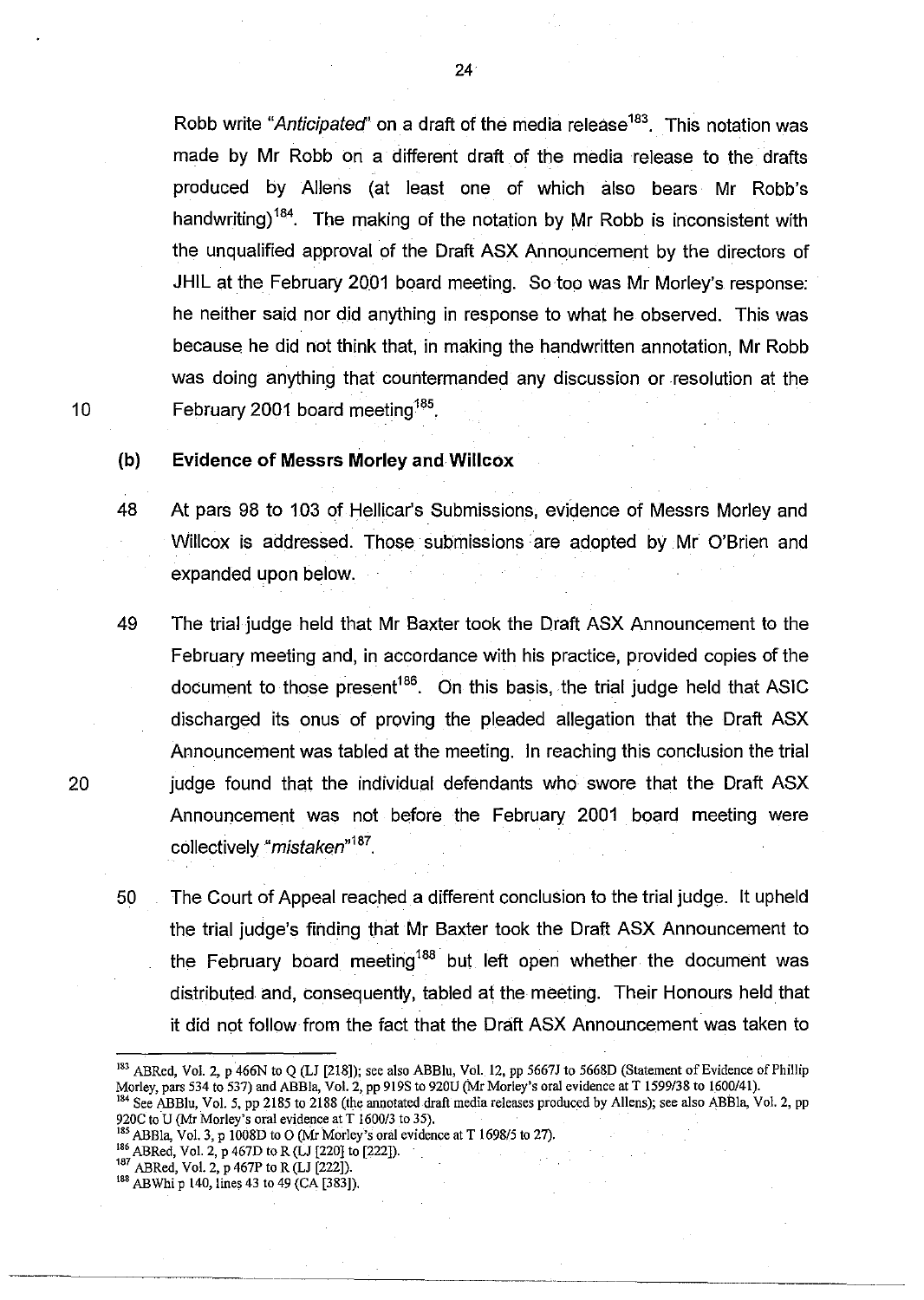Robb write "*Anticipated*" on a draft of the media release[183]. This notation was made by Mr Robb on a different draft of the media release to the drafts produced by Allens (at least one of which also bears Mr Robb's handwriting)[184]. The making of the notation by Mr Robb is inconsistent with the unqualified approval of the Draft ASX Announcement by the directors of JHIL at the February 2001 board meeting. So too was Mr Morley's response: he neither said nor did anything in response to what he observed. This was because he did not think that, in making the handwritten annotation, Mr Robb was doing anything that countermanded any discussion or resolution at the February 2001 board meeting[185].

**(b) Evidence of Messrs Morley and Willcox**

48 At pars 98 to 103 of Hellicar's Submissions, evidence of Messrs Morley and Willcox is addressed. Those submissions are adopted by Mr O'Brien and expanded upon below.

49 The trial judge held that Mr Baxter took the Draft ASX Announcement to the February meeting and, in accordance with his practice, provided copies of the document to those present[186]. On this basis, the trial judge held that ASIC discharged its onus of proving the pleaded allegation that the Draft ASX Announcement was tabled at the meeting. In reaching this conclusion the trial judge found that the individual defendants who swore that the Draft ASX Announcement was not before the February 2001 board meeting were collectively "*mistaken*"[187].

50 The Court of Appeal reached a different conclusion to the trial judge. It upheld the trial judge's finding that Mr Baxter took the Draft ASX Announcement to the February board meeting[188] but left open whether the document was distributed and, consequently, tabled at the meeting. Their Honours held that it did not follow from the fact that the Draft ASX Announcement was taken to

---

[183] ABRed, Vol. 2, p 466N to Q (LJ [218]); see also ABBlu, Vol. 12, pp 5667J to 5668D (Statement of Evidence of Phillip Morley, pars 534 to 537) and ABBla, Vol. 2, pp 919S to 920U (Mr Morley's oral evidence at T 1599/38 to 1600/41).

[184] See ABBlu, Vol. 5, pp 2185 to 2188 (the annotated draft media releases produced by Allens); see also ABBla, Vol. 2, pp 920C to U (Mr Morley's oral evidence at T 1600/3 to 35).

[185] ABBla, Vol. 3, p 1008D to O (Mr Morley's oral evidence at T 1698/5 to 27).

[186] ABRed, Vol. 2, p 467D to R (LJ [220] to [222]).

[187] ABRed, Vol. 2, p 467P to R (LJ [222]).

[188] ABWhi p 140, lines 43 to 49 (CA [383]).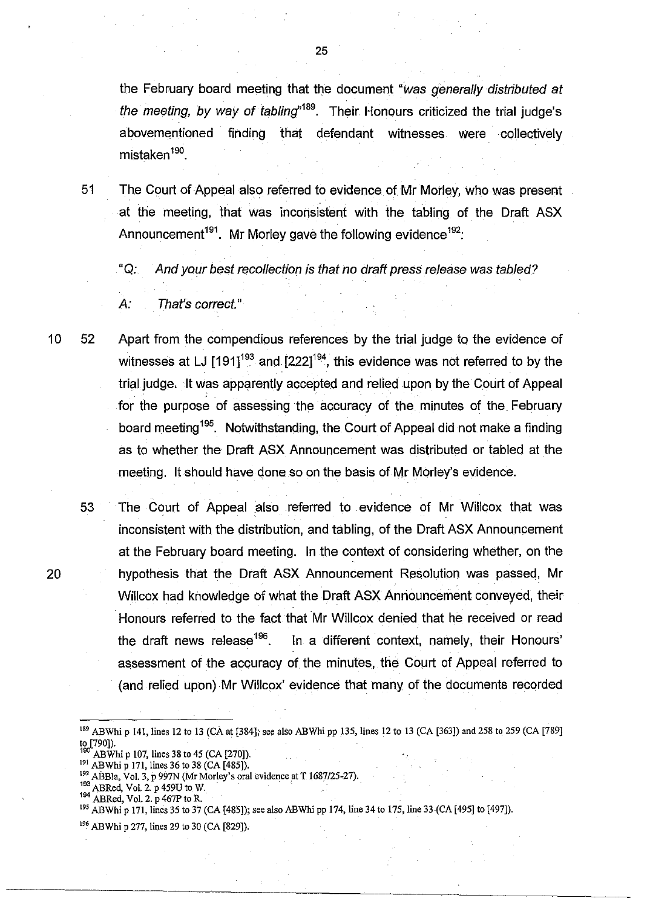the February board meeting that the document "*was generally distributed at the meeting, by way of tabling*"[189]. Their Honours criticized the trial judge's abovementioned finding that defendant witnesses were collectively mistaken[190].

51 The Court of Appeal also referred to evidence of Mr Morley, who was present at the meeting, that was inconsistent with the tabling of the Draft ASX Announcement[191]. Mr Morley gave the following evidence[192]:

> "*Q: And your best recollection is that no draft press release was tabled?*
>
> *A: That's correct.*"

52 Apart from the compendious references by the trial judge to the evidence of witnesses at LJ [191][193] and [222][194], this evidence was not referred to by the trial judge. It was apparently accepted and relied upon by the Court of Appeal for the purpose of assessing the accuracy of the minutes of the February board meeting[195]. Notwithstanding, the Court of Appeal did not make a finding as to whether the Draft ASX Announcement was distributed or tabled at the meeting. It should have done so on the basis of Mr Morley's evidence.

53 The Court of Appeal also referred to evidence of Mr Willcox that was inconsistent with the distribution, and tabling, of the Draft ASX Announcement at the February board meeting. In the context of considering whether, on the hypothesis that the Draft ASX Announcement Resolution was passed, Mr Willcox had knowledge of what the Draft ASX Announcement conveyed, their Honours referred to the fact that Mr Willcox denied that he received or read the draft news release[196]. In a different context, namely, their Honours' assessment of the accuracy of the minutes, the Court of Appeal referred to (and relied upon) Mr Willcox' evidence that many of the documents recorded

---

[189] ABWhi p 141, lines 12 to 13 (CA at [384]; see also ABWhi pp 135, lines 12 to 13 (CA [363]) and 258 to 259 (CA [789] to [790]).

[190] ABWhi p 107, lines 38 to 45 (CA [270]).

[191] ABWhi p 171, lines 36 to 38 (CA [485]).

[192] ABBla, Vol. 3, p 997N (Mr Morley's oral evidence at T 1687/25-27).

[193] ABRed, Vol. 2. p 459U to W.

[194] ABRed, Vol. 2. p 467P to R.

[195] ABWhi p 171, lines 35 to 37 (CA [485]); see also ABWhi pp 174, line 34 to 175, line 33 (CA [495] to [497]).

[196] ABWhi p 277, lines 29 to 30 (CA [829]).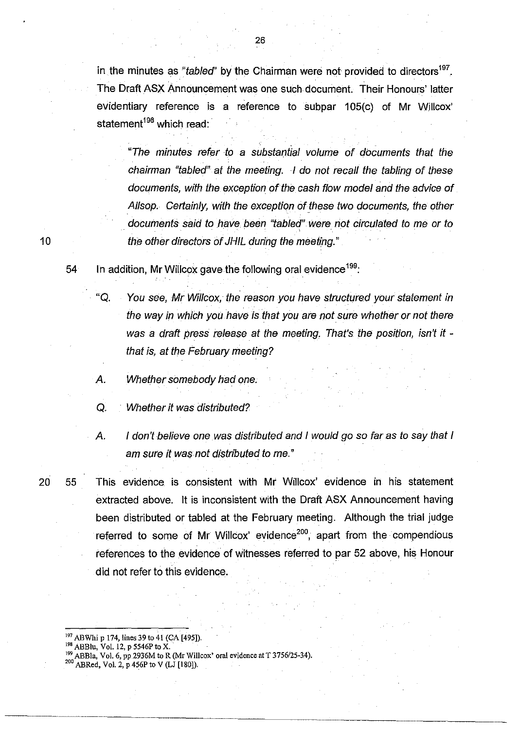in the minutes as *"tabled"* by the Chairman were not provided to directors[197]. The Draft ASX Announcement was one such document. Their Honours' latter evidentiary reference is a reference to subpar 105(c) of Mr Willcox' statement[198] which read:

> *"The minutes refer to a substantial volume of documents that the chairman "tabled" at the meeting. I do not recall the tabling of these documents, with the exception of the cash flow model and the advice of Allsop. Certainly, with the exception of these two documents, the other documents said to have been "tabled" were not circulated to me or to the other directors of JHIL during the meeting."*

54 In addition, Mr Willcox gave the following oral evidence[199]:

> *"Q. You see, Mr Willcox, the reason you have structured your statement in the way in which you have is that you are not sure whether or not there was a draft press release at the meeting. That's the position, isn't it - that is, at the February meeting?*
>
> *A. Whether somebody had one.*
>
> *Q. Whether it was distributed?*
>
> *A. I don't believe one was distributed and I would go so far as to say that I am sure it was not distributed to me."*

55 This evidence is consistent with Mr Willcox' evidence in his statement extracted above. It is inconsistent with the Draft ASX Announcement having been distributed or tabled at the February meeting. Although the trial judge referred to some of Mr Willcox' evidence[200], apart from the compendious references to the evidence of witnesses referred to par 52 above, his Honour did not refer to this evidence.

---

[197] ABWhi p 174, lines 39 to 41 (CA [495]).
[198] ABBlu, Vol. 12, p 5546P to X.
[199] ABBla, Vol. 6, pp 2936M to R (Mr Willcox' oral evidence at T 3756/25-34).
[200] ABRed, Vol. 2, p 456P to V (LJ [180]).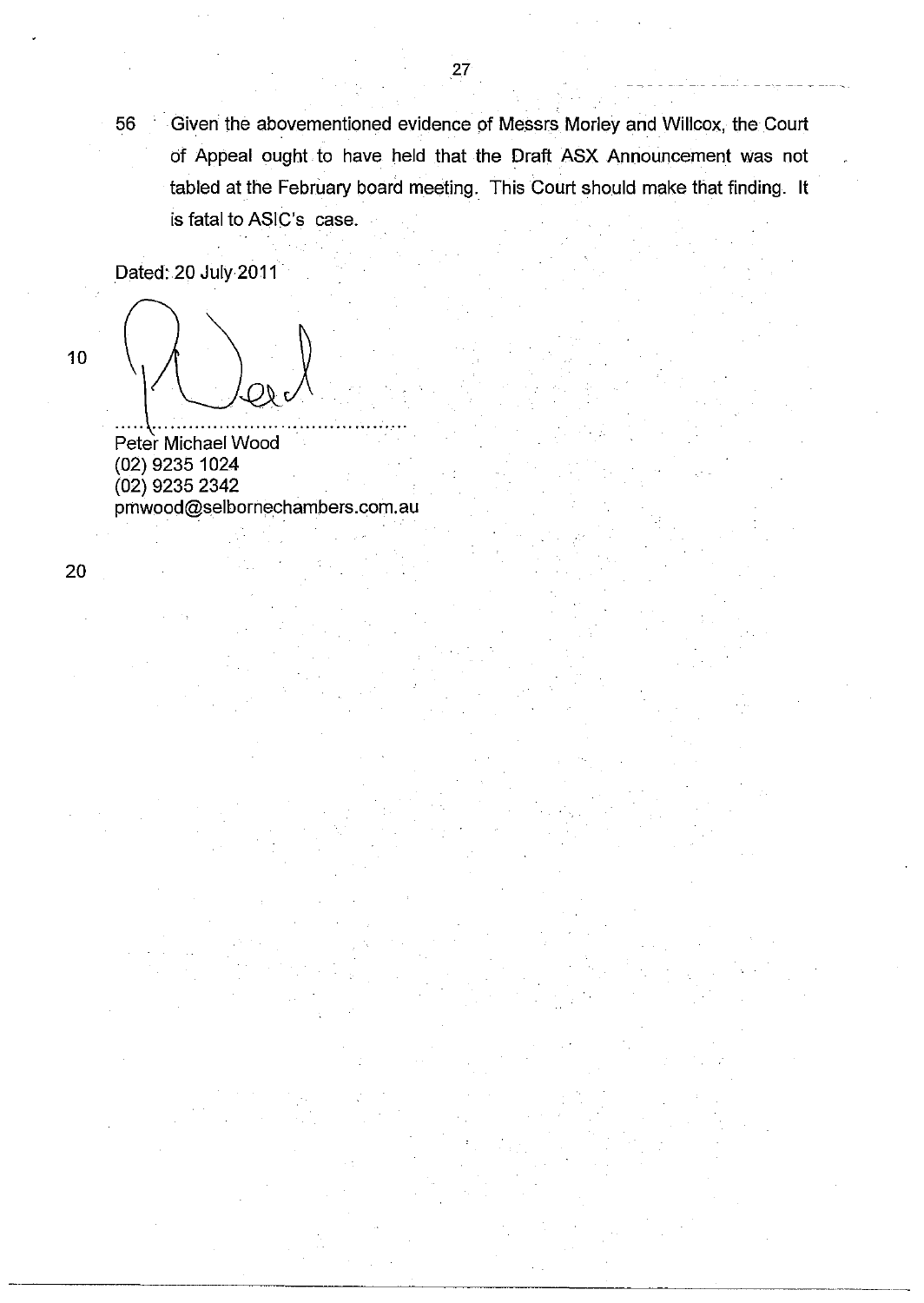56 Given the abovementioned evidence of Messrs Morley and Willcox, the Court of Appeal ought to have held that the Draft ASX Announcement was not tabled at the February board meeting. This Court should make that finding. It is fatal to ASIC's case.

Dated: 20 July 2011

.................................................

Peter Michael Wood
(02) 9235 1024
(02) 9235 2342
pmwood@selbornechambers.com.au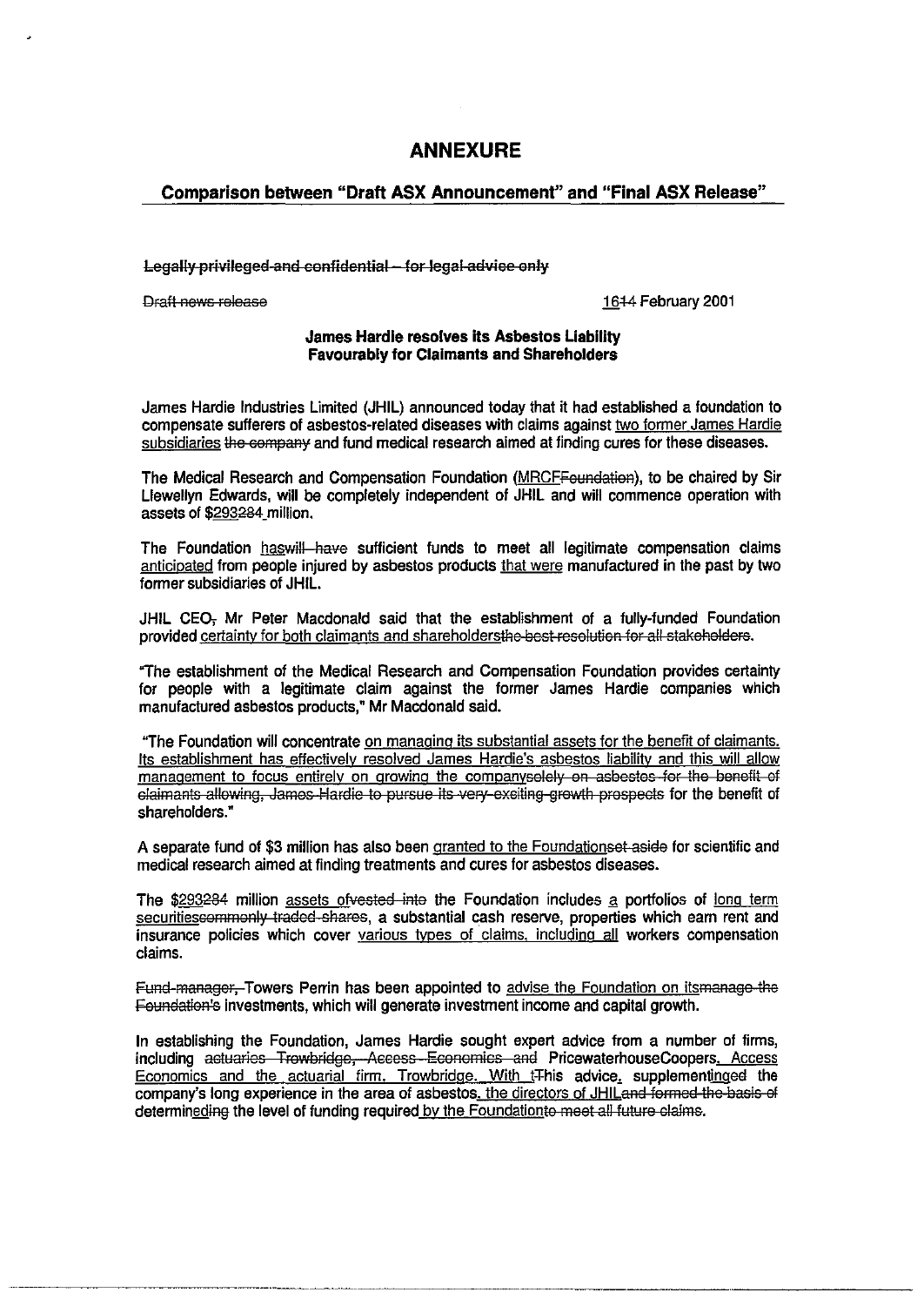# ANNEXURE

## Comparison between "Draft ASX Announcement" and "Final ASX Release"

~~Legally privileged and confidential – for legal advice only~~

~~Draft news release~~ <u>16</u>~~14~~ February 2001

**James Hardie resolves its Asbestos Liability Favourably for Claimants and Shareholders**

James Hardie Industries Limited (JHIL) announced today that it had established a foundation to compensate sufferers of asbestos-related diseases with claims against <u>two former James Hardie subsidiaries</u> ~~the company~~ and fund medical research aimed at finding cures for these diseases.

The Medical Research and Compensation Foundation (<u>MRCF</u>~~Foundation~~), to be chaired by Sir Llewellyn Edwards, will be completely independent of JHIL and will commence operation with assets of $<u>293</u>~~284~~ million.

The Foundation <u>has</u>~~will have~~ sufficient funds to meet all legitimate compensation claims <u>anticipated</u> from people injured by asbestos products <u>that were</u> manufactured in the past by two former subsidiaries of JHIL.

JHIL CEO~~,~~ Mr Peter Macdonald said that the establishment of a fully-funded Foundation provided <u>certainty for both claimants and shareholders</u>~~the best resolution for all stakeholders~~.

"The establishment of the Medical Research and Compensation Foundation provides certainty for people with a legitimate claim against the former James Hardie companies which manufactured asbestos products," Mr Macdonald said.

"The Foundation will concentrate <u>on managing its substantial assets for the benefit of claimants. Its establishment has effectively resolved James Hardie's asbestos liability and this will allow management to focus entirely on growing the company</u>~~solely on asbestos for the benefit of claimants allowing, James Hardie to pursue its very exciting growth prospects~~ for the benefit of shareholders."

A separate fund of $3 million has also been <u>granted to the Foundation</u>~~set aside~~ for scientific and medical research aimed at finding treatments and cures for asbestos diseases.

The $<u>293</u>~~284~~ million <u>assets of</u>~~vested into~~ the Foundation includes <u>a</u> portfolios of <u>long term securities</u>~~commonly traded shares~~, a substantial cash reserve, properties which earn rent and insurance policies which cover <u>various types of claims, including all</u> workers compensation claims.

~~Fund manager,~~ Towers Perrin has been appointed to <u>advise the Foundation on its</u>~~manage the Foundation's~~ investments, which will generate investment income and capital growth.

In establishing the Foundation, James Hardie sought expert advice from a number of firms, including ~~actuaries Trowbridge, Access Economics and~~ PricewaterhouseCoopers<u>, Access Economics and the actuarial firm, Trowbridge. With t</u>~~T~~his advice<u>,</u> supplement<u>ing</u>~~ed~~ the company's long experience in the area of asbestos<u>, the directors of JHIL</u>~~and formed the basis of~~ determin<u>ed</u>~~ing~~ the level of funding required<u> by the Foundation</u>~~to meet all future claims~~.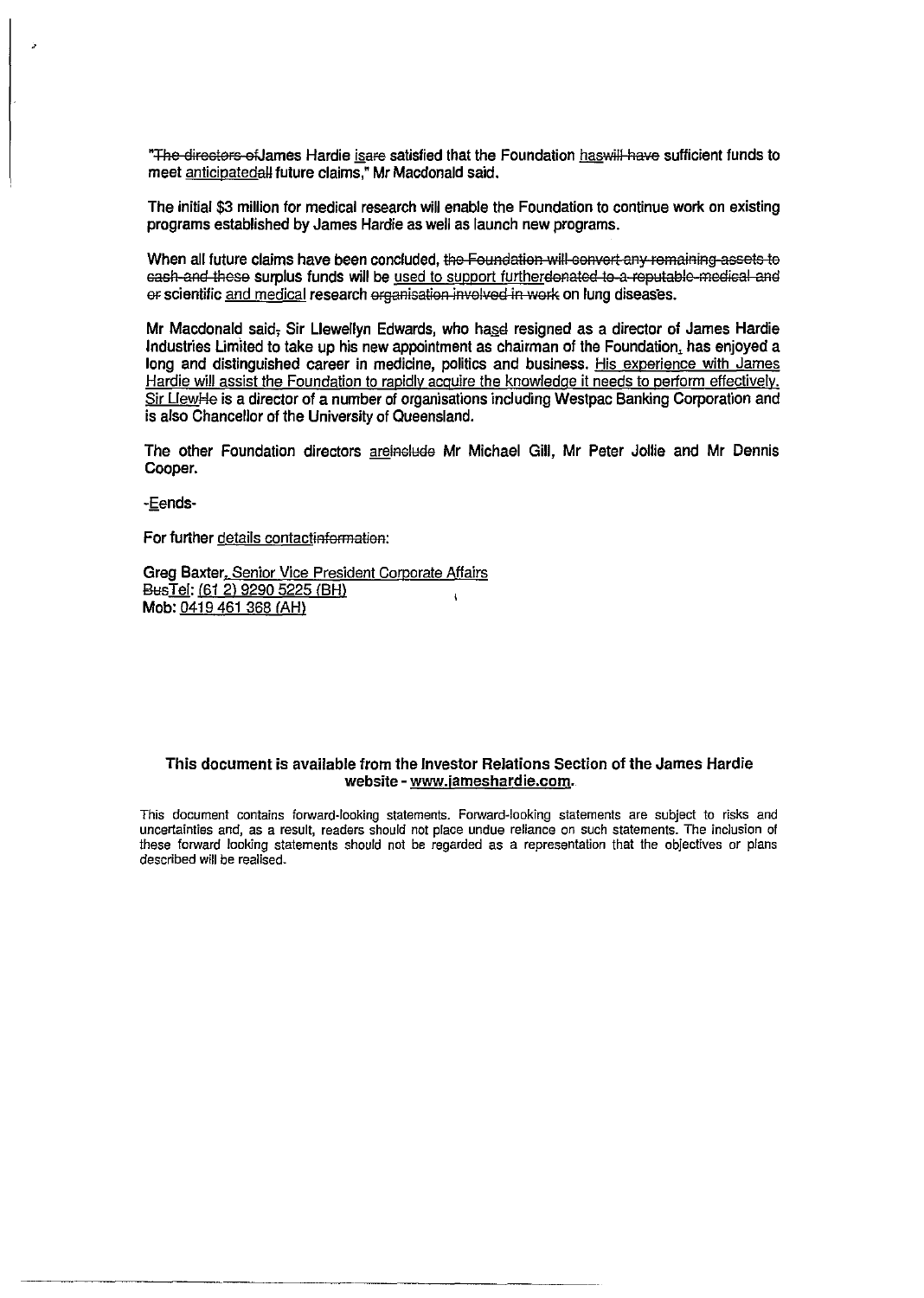"~~The directors of~~James Hardie is~~are~~ satisfied that the Foundation has~~will have~~ sufficient funds to meet anticipated~~all~~ future claims," Mr Macdonald said.

The initial $3 million for medical research will enable the Foundation to continue work on existing programs established by James Hardie as well as launch new programs.

When all future claims have been concluded, ~~the Foundation will convert any remaining assets to cash and these~~ surplus funds will be used to support further~~donated to a reputable medical and or~~ scientific and medical research ~~organisation involved in work~~ on lung diseases.

Mr Macdonald said~~,~~ Sir Llewellyn Edwards, who has~~d~~ resigned as a director of James Hardie Industries Limited to take up his new appointment as chairman of the Foundation, has enjoyed a long and distinguished career in medicine, politics and business. His experience with James Hardie will assist the Foundation to rapidly acquire the knowledge it needs to perform effectively. Sir Llew~~He~~ is a director of a number of organisations including Westpac Banking Corporation and is also Chancellor of the University of Queensland.

The other Foundation directors are~~include~~ Mr Michael Gill, Mr Peter Jollie and Mr Dennis Cooper.

-E~~e~~nds-

For further details contact~~information~~:

Greg Baxter, Senior Vice President Corporate Affairs
~~Bus~~Tel: (61 2) 9290 5225 (BH)
Mob: 0419 461 368 (AH)

**This document is available from the Investor Relations Section of the James Hardie website - www.jameshardie.com.**

This document contains forward-looking statements. Forward-looking statements are subject to risks and uncertainties and, as a result, readers should not place undue reliance on such statements. The inclusion of these forward looking statements should not be regarded as a representation that the objectives or plans described will be realised.